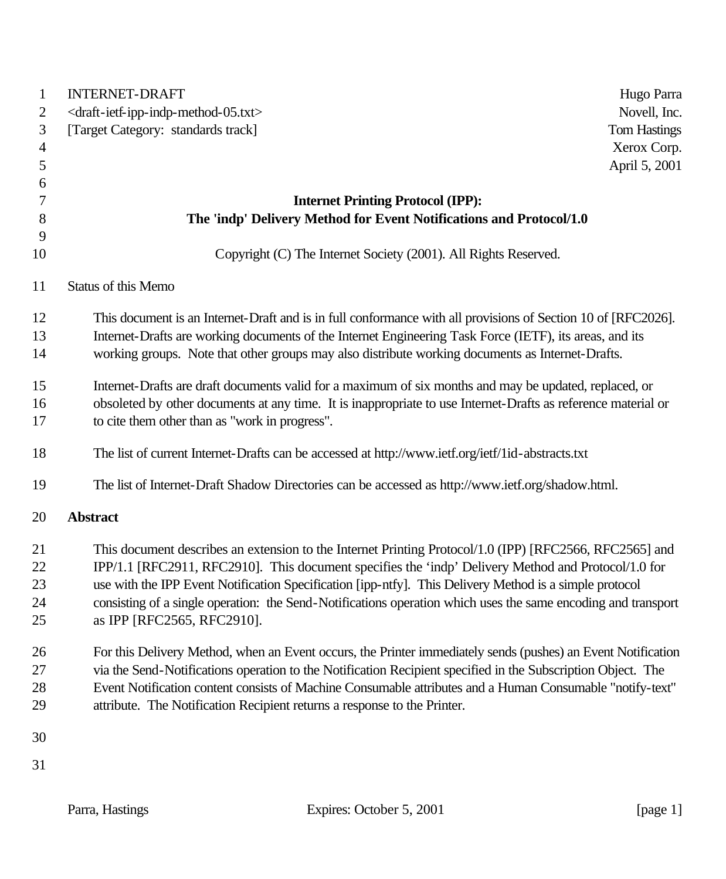INTERNET-DRAFT Hugo Parra
<draft-ietf-ipp-indp-method-05.txt> Novell, Inc.
[Target Category: standards track] Tom Hastings
Xerox Corp.
April 5, 2001

# Internet Printing Protocol (IPP): The 'indp' Delivery Method for Event Notifications and Protocol/1.0

Copyright (C) The Internet Society (2001). All Rights Reserved.

Status of this Memo

This document is an Internet-Draft and is in full conformance with all provisions of Section 10 of [RFC2026]. Internet-Drafts are working documents of the Internet Engineering Task Force (IETF), its areas, and its working groups. Note that other groups may also distribute working documents as Internet-Drafts.

Internet-Drafts are draft documents valid for a maximum of six months and may be updated, replaced, or obsoleted by other documents at any time. It is inappropriate to use Internet-Drafts as reference material or to cite them other than as "work in progress".

The list of current Internet-Drafts can be accessed at http://www.ietf.org/ietf/1id-abstracts.txt

The list of Internet-Draft Shadow Directories can be accessed as http://www.ietf.org/shadow.html.

## Abstract

This document describes an extension to the Internet Printing Protocol/1.0 (IPP) [RFC2566, RFC2565] and IPP/1.1 [RFC2911, RFC2910]. This document specifies the ‘indp’ Delivery Method and Protocol/1.0 for use with the IPP Event Notification Specification [ipp-ntfy]. This Delivery Method is a simple protocol consisting of a single operation: the Send-Notifications operation which uses the same encoding and transport as IPP [RFC2565, RFC2910].

For this Delivery Method, when an Event occurs, the Printer immediately sends (pushes) an Event Notification via the Send-Notifications operation to the Notification Recipient specified in the Subscription Object. The Event Notification content consists of Machine Consumable attributes and a Human Consumable "notify-text" attribute. The Notification Recipient returns a response to the Printer.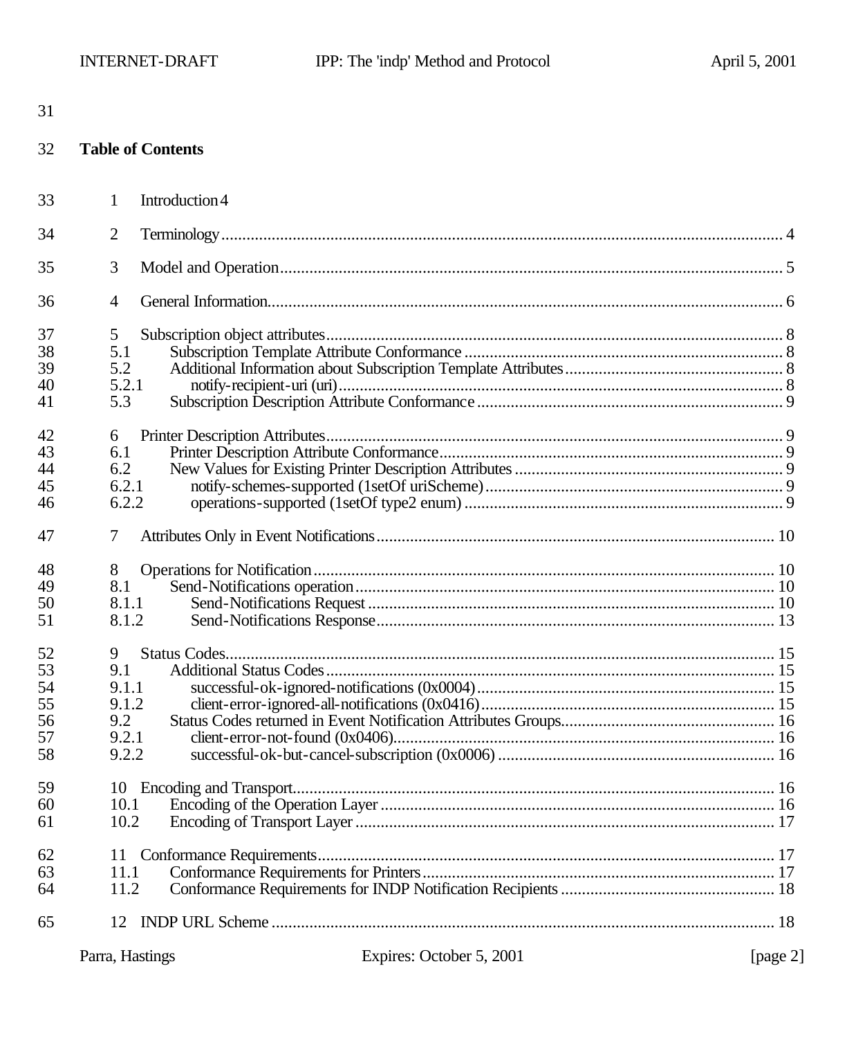## Table of Contents

1 Introduction 4

2 Terminology 4

3 Model and Operation 5

4 General Information 6

5 Subscription object attributes 8
- 5.1 Subscription Template Attribute Conformance 8
- 5.2 Additional Information about Subscription Template Attributes 8
  - 5.2.1 notify-recipient-uri (uri) 8
- 5.3 Subscription Description Attribute Conformance 9

6 Printer Description Attributes 9
- 6.1 Printer Description Attribute Conformance 9
- 6.2 New Values for Existing Printer Description Attributes 9
  - 6.2.1 notify-schemes-supported (1setOf uriScheme) 9
  - 6.2.2 operations-supported (1setOf type2 enum) 9

7 Attributes Only in Event Notifications 10

8 Operations for Notification 10
- 8.1 Send-Notifications operation 10
  - 8.1.1 Send-Notifications Request 10
  - 8.1.2 Send-Notifications Response 13

9 Status Codes 15
- 9.1 Additional Status Codes 15
  - 9.1.1 successful-ok-ignored-notifications (0x0004) 15
  - 9.1.2 client-error-ignored-all-notifications (0x0416) 15
- 9.2 Status Codes returned in Event Notification Attributes Groups 16
  - 9.2.1 client-error-not-found (0x0406) 16
  - 9.2.2 successful-ok-but-cancel-subscription (0x0006) 16

10 Encoding and Transport 16
- 10.1 Encoding of the Operation Layer 16
- 10.2 Encoding of Transport Layer 17

11 Conformance Requirements 17
- 11.1 Conformance Requirements for Printers 17
- 11.2 Conformance Requirements for INDP Notification Recipients 18

12 INDP URL Scheme 18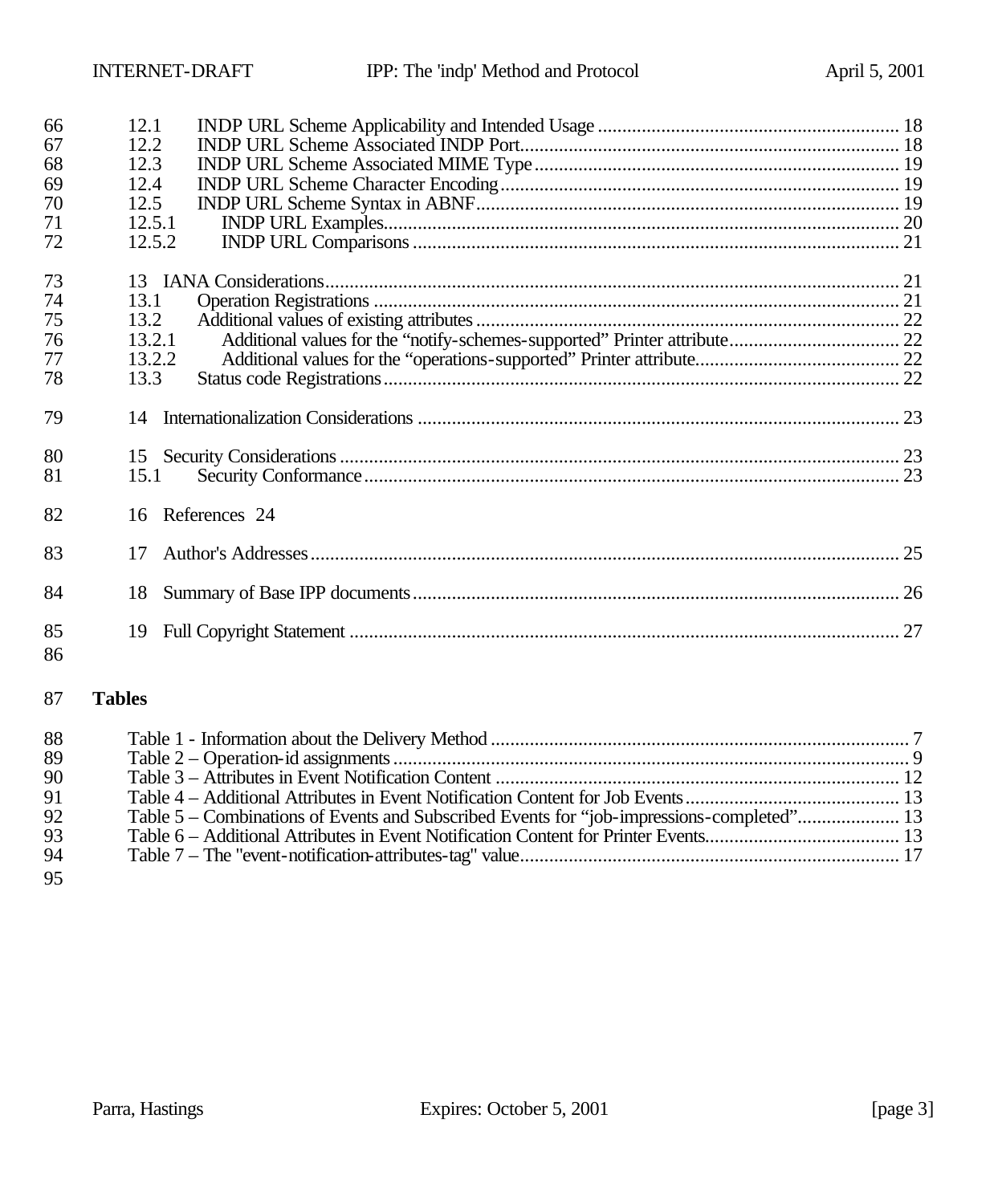12.1 INDP URL Scheme Applicability and Intended Usage ............................................................. 18
12.2 INDP URL Scheme Associated INDP Port............................................................................. 18
12.3 INDP URL Scheme Associated MIME Type........................................................................... 19
12.4 INDP URL Scheme Character Encoding.................................................................................. 19
12.5 INDP URL Scheme Syntax in ABNF...................................................................................... 19
12.5.1 INDP URL Examples.......................................................................................................... 20
12.5.2 INDP URL Comparisons .................................................................................................... 21

13 IANA Considerations..................................................................................................................... 21
13.1 Operation Registrations ........................................................................................................... 21
13.2 Additional values of existing attributes ...................................................................................... 22
13.2.1 Additional values for the “notify-schemes-supported” Printer attribute.................................. 22
13.2.2 Additional values for the “operations-supported” Printer attribute.......................................... 22
13.3 Status code Registrations.......................................................................................................... 22

14 Internationalization Considerations ................................................................................................... 23

15 Security Considerations ................................................................................................................... 23
15.1 Security Conformance.............................................................................................................. 23

16 References 24

17 Author's Addresses.......................................................................................................................... 25

18 Summary of Base IPP documents.................................................................................................... 26

19 Full Copyright Statement ................................................................................................................. 27

**Tables**

Table 1 - Information about the Delivery Method ...................................................................................... 7
Table 2 – Operation-id assignments.......................................................................................................... 9
Table 3 – Attributes in Event Notification Content ................................................................................... 12
Table 4 – Additional Attributes in Event Notification Content for Job Events............................................ 13
Table 5 – Combinations of Events and Subscribed Events for “job-impressions-completed”..................... 13
Table 6 – Additional Attributes in Event Notification Content for Printer Events........................................ 13
Table 7 – The "event-notification-attributes-tag" value.............................................................................. 17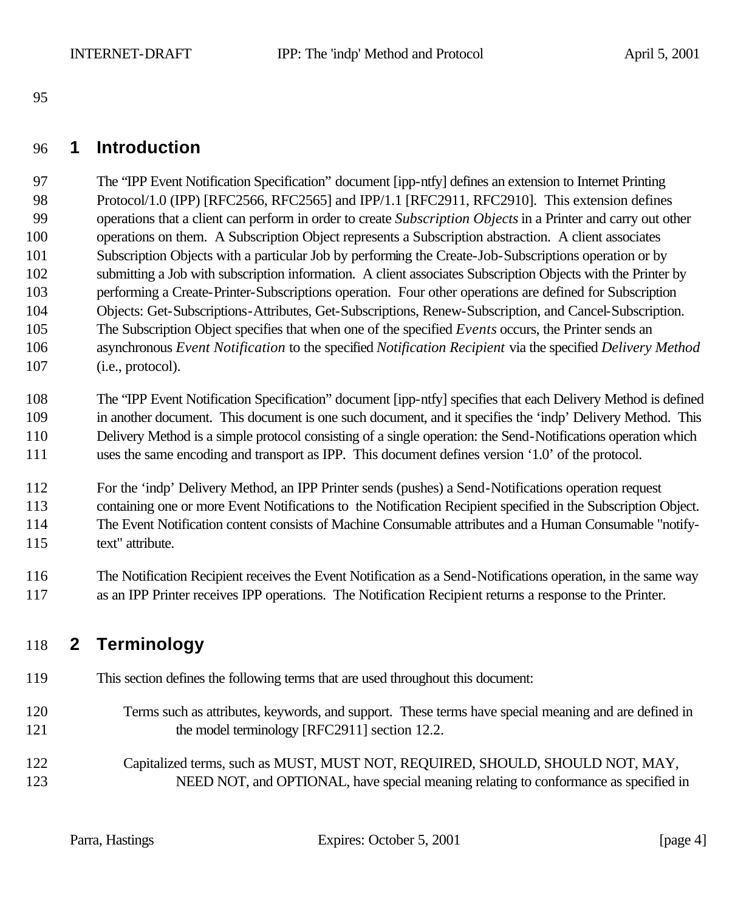# 1 Introduction

The "IPP Event Notification Specification" document [ipp-ntfy] defines an extension to Internet Printing Protocol/1.0 (IPP) [RFC2566, RFC2565] and IPP/1.1 [RFC2911, RFC2910]. This extension defines operations that a client can perform in order to create *Subscription Objects* in a Printer and carry out other operations on them. A Subscription Object represents a Subscription abstraction. A client associates Subscription Objects with a particular Job by performing the Create-Job-Subscriptions operation or by submitting a Job with subscription information. A client associates Subscription Objects with the Printer by performing a Create-Printer-Subscriptions operation. Four other operations are defined for Subscription Objects: Get-Subscriptions-Attributes, Get-Subscriptions, Renew-Subscription, and Cancel-Subscription. The Subscription Object specifies that when one of the specified *Events* occurs, the Printer sends an asynchronous *Event Notification* to the specified *Notification Recipient* via the specified *Delivery Method* (i.e., protocol).

The "IPP Event Notification Specification" document [ipp-ntfy] specifies that each Delivery Method is defined in another document. This document is one such document, and it specifies the 'indp' Delivery Method. This Delivery Method is a simple protocol consisting of a single operation: the Send-Notifications operation which uses the same encoding and transport as IPP. This document defines version '1.0' of the protocol.

For the 'indp' Delivery Method, an IPP Printer sends (pushes) a Send-Notifications operation request containing one or more Event Notifications to the Notification Recipient specified in the Subscription Object. The Event Notification content consists of Machine Consumable attributes and a Human Consumable "notify-text" attribute.

The Notification Recipient receives the Event Notification as a Send-Notifications operation, in the same way as an IPP Printer receives IPP operations. The Notification Recipient returns a response to the Printer.

# 2 Terminology

This section defines the following terms that are used throughout this document:

Terms such as attributes, keywords, and support. These terms have special meaning and are defined in the model terminology [RFC2911] section 12.2.

Capitalized terms, such as MUST, MUST NOT, REQUIRED, SHOULD, SHOULD NOT, MAY, NEED NOT, and OPTIONAL, have special meaning relating to conformance as specified in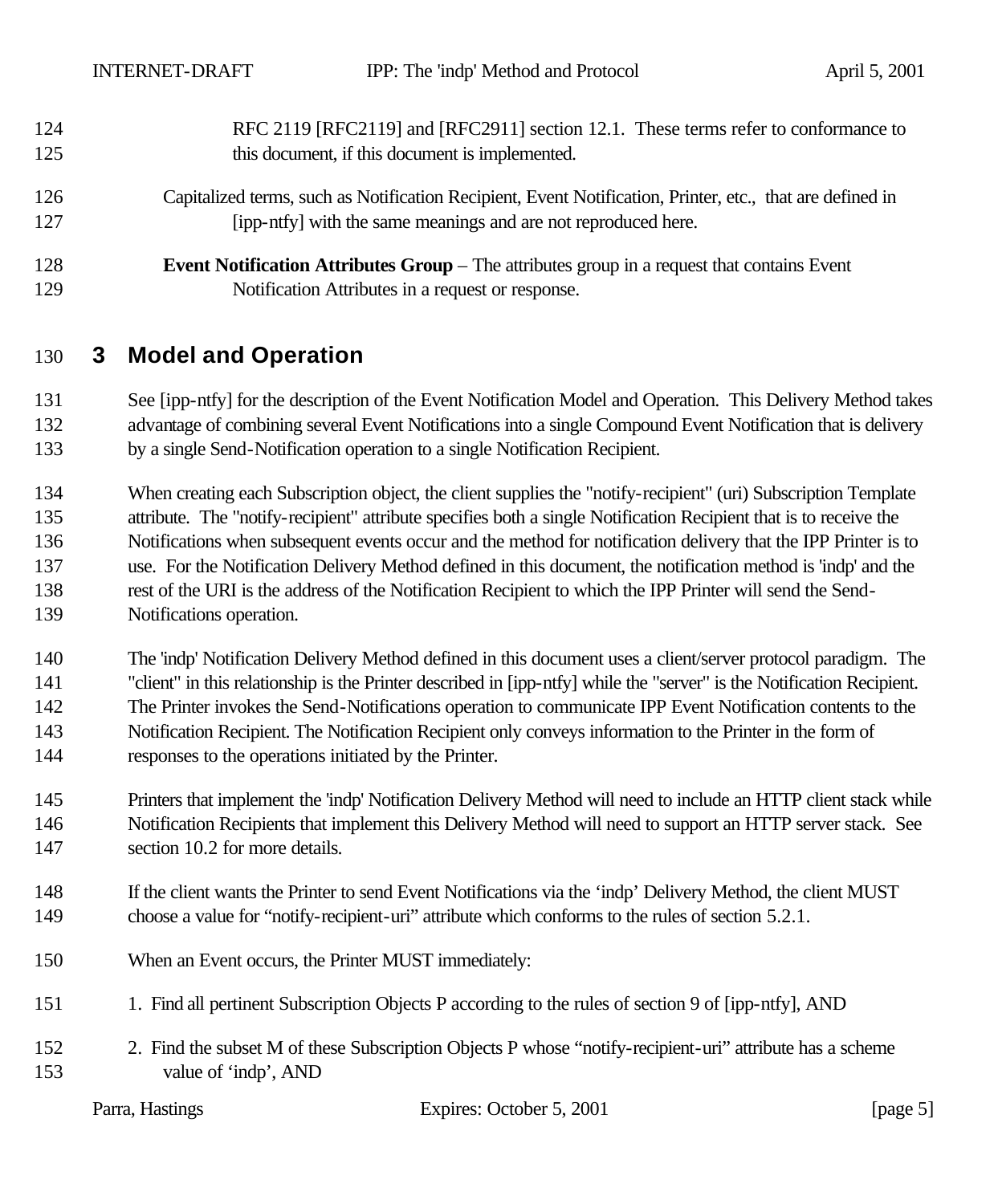RFC 2119 [RFC2119] and [RFC2911] section 12.1. These terms refer to conformance to this document, if this document is implemented.

Capitalized terms, such as Notification Recipient, Event Notification, Printer, etc., that are defined in [ipp-ntfy] with the same meanings and are not reproduced here.

**Event Notification Attributes Group** – The attributes group in a request that contains Event Notification Attributes in a request or response.

# 3 Model and Operation

See [ipp-ntfy] for the description of the Event Notification Model and Operation. This Delivery Method takes advantage of combining several Event Notifications into a single Compound Event Notification that is delivery by a single Send-Notification operation to a single Notification Recipient.

When creating each Subscription object, the client supplies the "notify-recipient" (uri) Subscription Template attribute. The "notify-recipient" attribute specifies both a single Notification Recipient that is to receive the Notifications when subsequent events occur and the method for notification delivery that the IPP Printer is to use. For the Notification Delivery Method defined in this document, the notification method is 'indp' and the rest of the URI is the address of the Notification Recipient to which the IPP Printer will send the Send-Notifications operation.

The 'indp' Notification Delivery Method defined in this document uses a client/server protocol paradigm. The "client" in this relationship is the Printer described in [ipp-ntfy] while the "server" is the Notification Recipient. The Printer invokes the Send-Notifications operation to communicate IPP Event Notification contents to the Notification Recipient. The Notification Recipient only conveys information to the Printer in the form of responses to the operations initiated by the Printer.

Printers that implement the 'indp' Notification Delivery Method will need to include an HTTP client stack while Notification Recipients that implement this Delivery Method will need to support an HTTP server stack. See section 10.2 for more details.

If the client wants the Printer to send Event Notifications via the ‘indp’ Delivery Method, the client MUST choose a value for “notify-recipient-uri” attribute which conforms to the rules of section 5.2.1.

When an Event occurs, the Printer MUST immediately:

1. Find all pertinent Subscription Objects P according to the rules of section 9 of [ipp-ntfy], AND

2. Find the subset M of these Subscription Objects P whose “notify-recipient-uri” attribute has a scheme value of ‘indp’, AND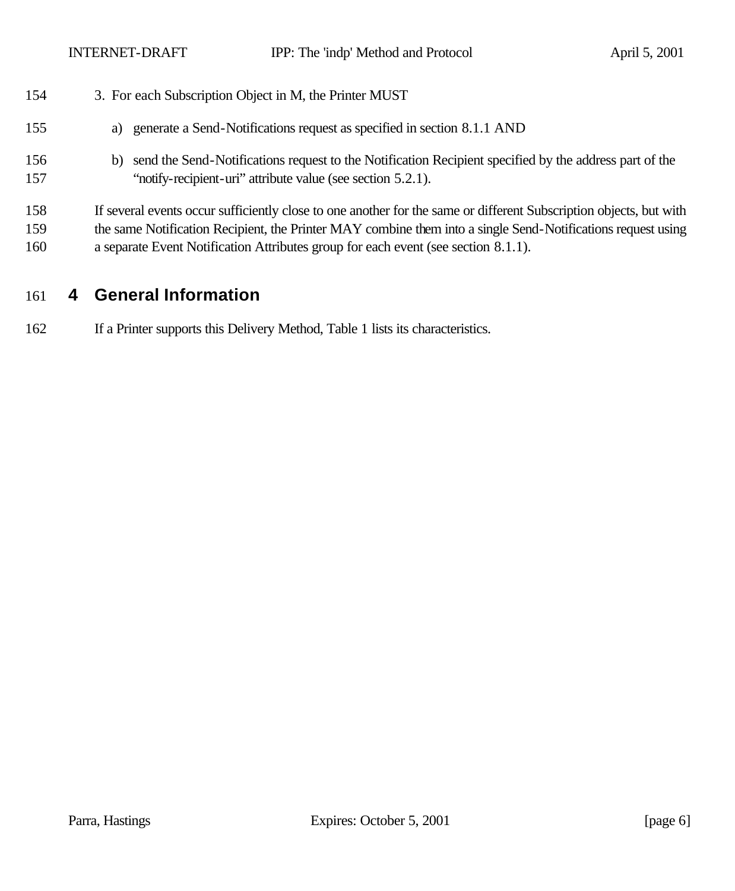3. For each Subscription Object in M, the Printer MUST

   a) generate a Send-Notifications request as specified in section 8.1.1 AND

   b) send the Send-Notifications request to the Notification Recipient specified by the address part of the "notify-recipient-uri" attribute value (see section 5.2.1).

If several events occur sufficiently close to one another for the same or different Subscription objects, but with the same Notification Recipient, the Printer MAY combine them into a single Send-Notifications request using a separate Event Notification Attributes group for each event (see section 8.1.1).

# 4 General Information

If a Printer supports this Delivery Method, Table 1 lists its characteristics.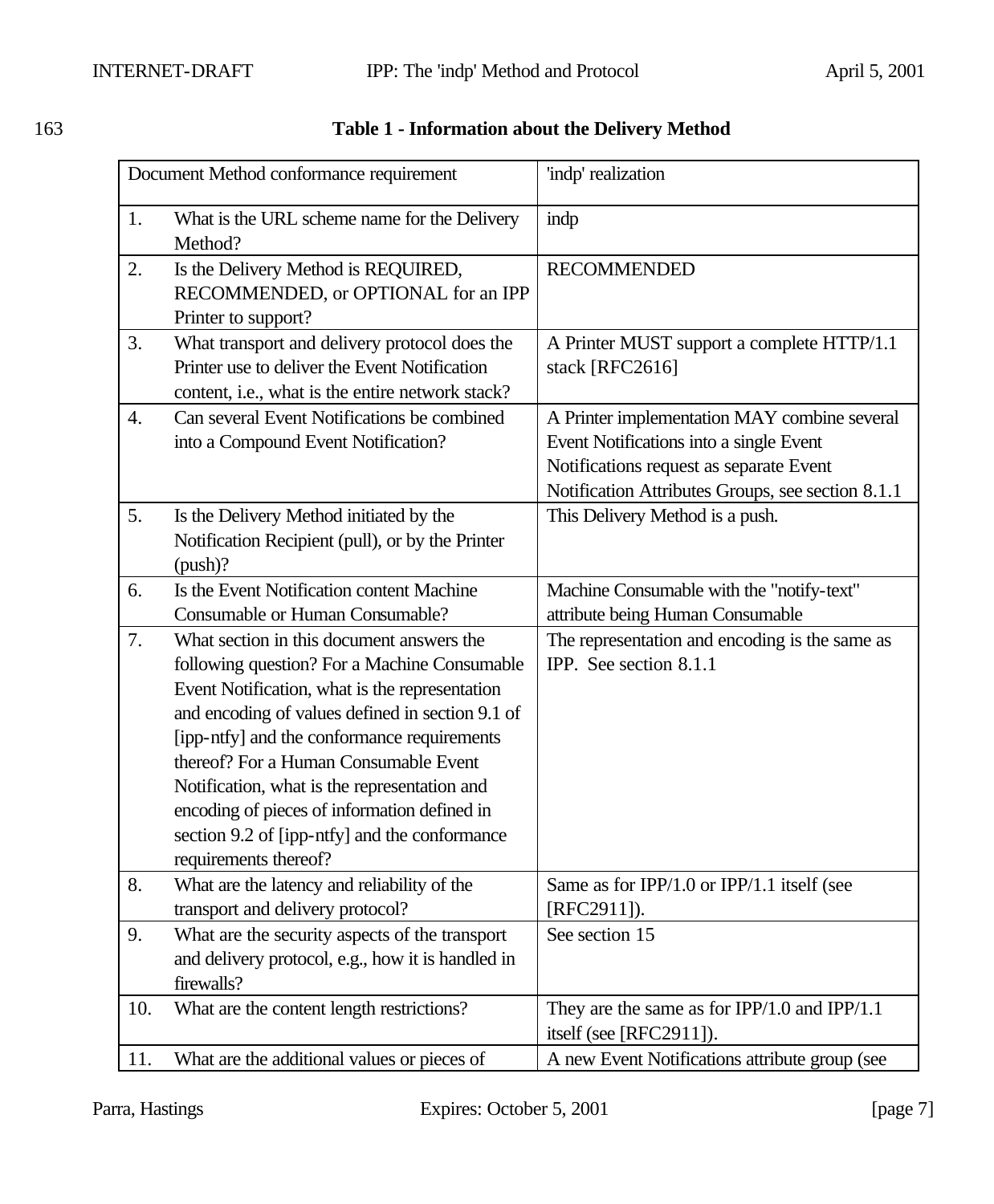**Table 1 - Information about the Delivery Method**

| Document Method conformance requirement | 'indp' realization |
|---|---|
| 1. What is the URL scheme name for the Delivery Method? | indp |
| 2. Is the Delivery Method is REQUIRED, RECOMMENDED, or OPTIONAL for an IPP Printer to support? | RECOMMENDED |
| 3. What transport and delivery protocol does the Printer use to deliver the Event Notification content, i.e., what is the entire network stack? | A Printer MUST support a complete HTTP/1.1 stack [RFC2616] |
| 4. Can several Event Notifications be combined into a Compound Event Notification? | A Printer implementation MAY combine several Event Notifications into a single Event Notifications request as separate Event Notification Attributes Groups, see section 8.1.1 |
| 5. Is the Delivery Method initiated by the Notification Recipient (pull), or by the Printer (push)? | This Delivery Method is a push. |
| 6. Is the Event Notification content Machine Consumable or Human Consumable? | Machine Consumable with the "notify-text" attribute being Human Consumable |
| 7. What section in this document answers the following question? For a Machine Consumable Event Notification, what is the representation and encoding of values defined in section 9.1 of [ipp-ntfy] and the conformance requirements thereof? For a Human Consumable Event Notification, what is the representation and encoding of pieces of information defined in section 9.2 of [ipp-ntfy] and the conformance requirements thereof? | The representation and encoding is the same as IPP. See section 8.1.1 |
| 8. What are the latency and reliability of the transport and delivery protocol? | Same as for IPP/1.0 or IPP/1.1 itself (see [RFC2911]). |
| 9. What are the security aspects of the transport and delivery protocol, e.g., how it is handled in firewalls? | See section 15 |
| 10. What are the content length restrictions? | They are the same as for IPP/1.0 and IPP/1.1 itself (see [RFC2911]). |
| 11. What are the additional values or pieces of | A new Event Notifications attribute group (see |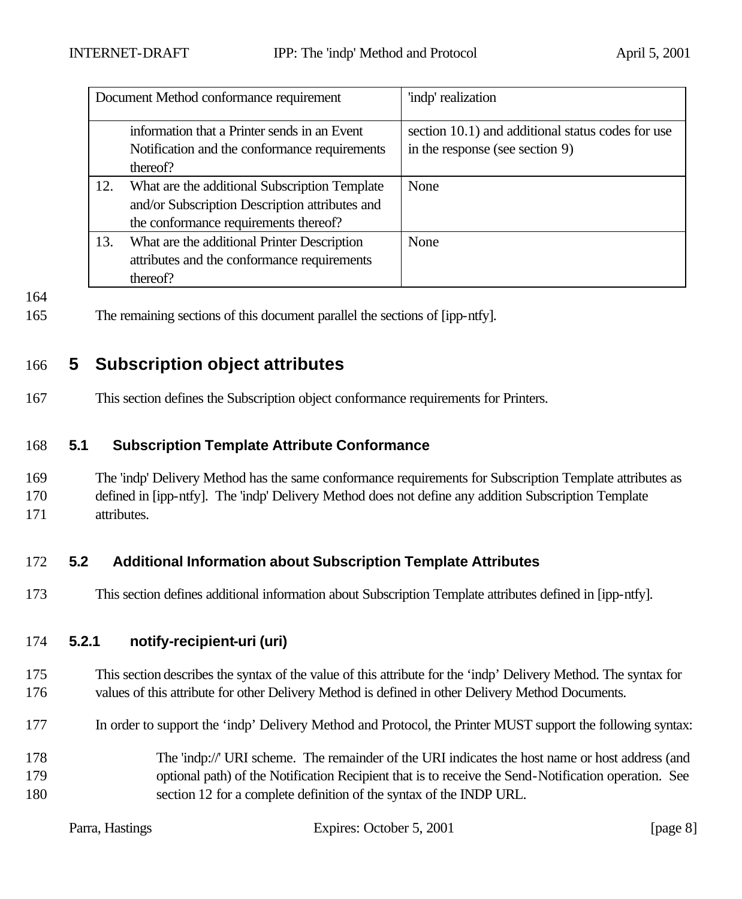| Document Method conformance requirement | 'indp' realization |
|---|---|
| information that a Printer sends in an Event Notification and the conformance requirements thereof? | section 10.1) and additional status codes for use in the response (see section 9) |
| 12. What are the additional Subscription Template and/or Subscription Description attributes and the conformance requirements thereof? | None |
| 13. What are the additional Printer Description attributes and the conformance requirements thereof? | None |

The remaining sections of this document parallel the sections of [ipp-ntfy].

# 5 Subscription object attributes

This section defines the Subscription object conformance requirements for Printers.

## 5.1 Subscription Template Attribute Conformance

The 'indp' Delivery Method has the same conformance requirements for Subscription Template attributes as defined in [ipp-ntfy]. The 'indp' Delivery Method does not define any addition Subscription Template attributes.

## 5.2 Additional Information about Subscription Template Attributes

This section defines additional information about Subscription Template attributes defined in [ipp-ntfy].

### 5.2.1 notify-recipient-uri (uri)

This section describes the syntax of the value of this attribute for the 'indp' Delivery Method. The syntax for values of this attribute for other Delivery Method is defined in other Delivery Method Documents.

In order to support the 'indp' Delivery Method and Protocol, the Printer MUST support the following syntax:

> The 'indp://' URI scheme. The remainder of the URI indicates the host name or host address (and optional path) of the Notification Recipient that is to receive the Send-Notification operation. See section 12 for a complete definition of the syntax of the INDP URL.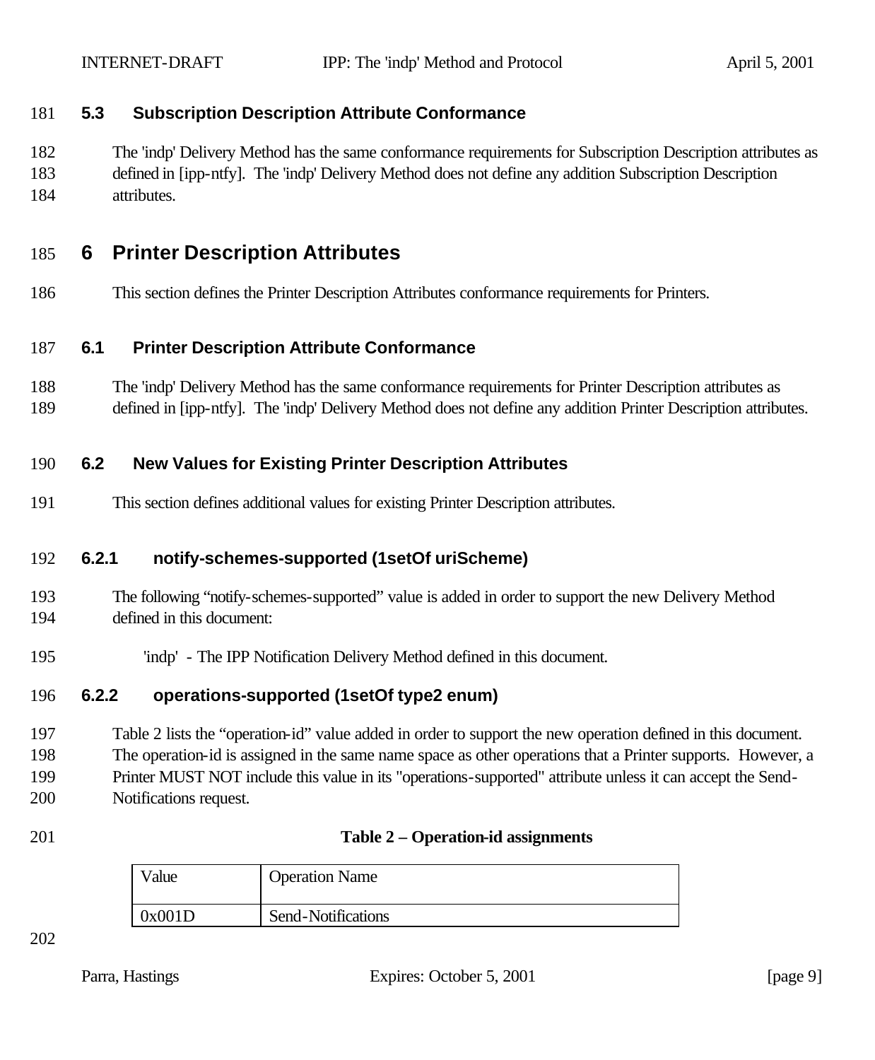### 5.3 Subscription Description Attribute Conformance

The 'indp' Delivery Method has the same conformance requirements for Subscription Description attributes as defined in [ipp-ntfy]. The 'indp' Delivery Method does not define any addition Subscription Description attributes.

# 6 Printer Description Attributes

This section defines the Printer Description Attributes conformance requirements for Printers.

### 6.1 Printer Description Attribute Conformance

The 'indp' Delivery Method has the same conformance requirements for Printer Description attributes as defined in [ipp-ntfy]. The 'indp' Delivery Method does not define any addition Printer Description attributes.

### 6.2 New Values for Existing Printer Description Attributes

This section defines additional values for existing Printer Description attributes.

#### 6.2.1 notify-schemes-supported (1setOf uriScheme)

The following "notify-schemes-supported" value is added in order to support the new Delivery Method defined in this document:

'indp' - The IPP Notification Delivery Method defined in this document.

#### 6.2.2 operations-supported (1setOf type2 enum)

Table 2 lists the "operation-id" value added in order to support the new operation defined in this document. The operation-id is assigned in the same name space as other operations that a Printer supports. However, a Printer MUST NOT include this value in its "operations-supported" attribute unless it can accept the Send-Notifications request.

**Table 2 – Operation-id assignments**

| Value | Operation Name |
|---|---|
| 0x001D | Send-Notifications |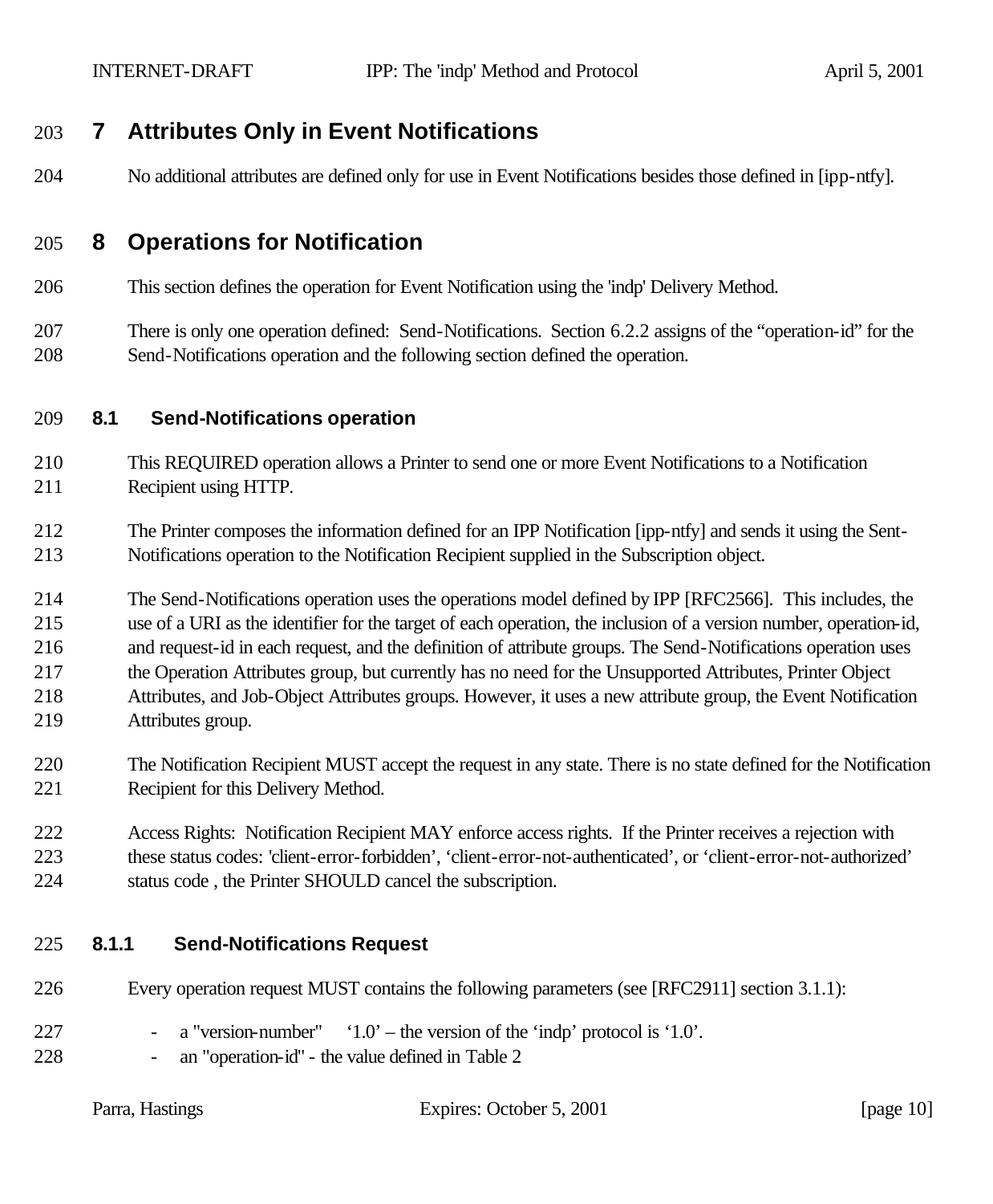# 7 Attributes Only in Event Notifications

No additional attributes are defined only for use in Event Notifications besides those defined in [ipp-ntfy].

# 8 Operations for Notification

This section defines the operation for Event Notification using the 'indp' Delivery Method.

There is only one operation defined: Send-Notifications. Section 6.2.2 assigns of the "operation-id" for the Send-Notifications operation and the following section defined the operation.

## 8.1 Send-Notifications operation

This REQUIRED operation allows a Printer to send one or more Event Notifications to a Notification Recipient using HTTP.

The Printer composes the information defined for an IPP Notification [ipp-ntfy] and sends it using the Sent-Notifications operation to the Notification Recipient supplied in the Subscription object.

The Send-Notifications operation uses the operations model defined by IPP [RFC2566]. This includes, the use of a URI as the identifier for the target of each operation, the inclusion of a version number, operation-id, and request-id in each request, and the definition of attribute groups. The Send-Notifications operation uses the Operation Attributes group, but currently has no need for the Unsupported Attributes, Printer Object Attributes, and Job-Object Attributes groups. However, it uses a new attribute group, the Event Notification Attributes group.

The Notification Recipient MUST accept the request in any state. There is no state defined for the Notification Recipient for this Delivery Method.

Access Rights: Notification Recipient MAY enforce access rights. If the Printer receives a rejection with these status codes: 'client-error-forbidden', 'client-error-not-authenticated', or 'client-error-not-authorized' status code , the Printer SHOULD cancel the subscription.

### 8.1.1 Send-Notifications Request

Every operation request MUST contains the following parameters (see [RFC2911] section 3.1.1):

- a "version-number" '1.0' – the version of the 'indp' protocol is '1.0'.
- an "operation-id" - the value defined in Table 2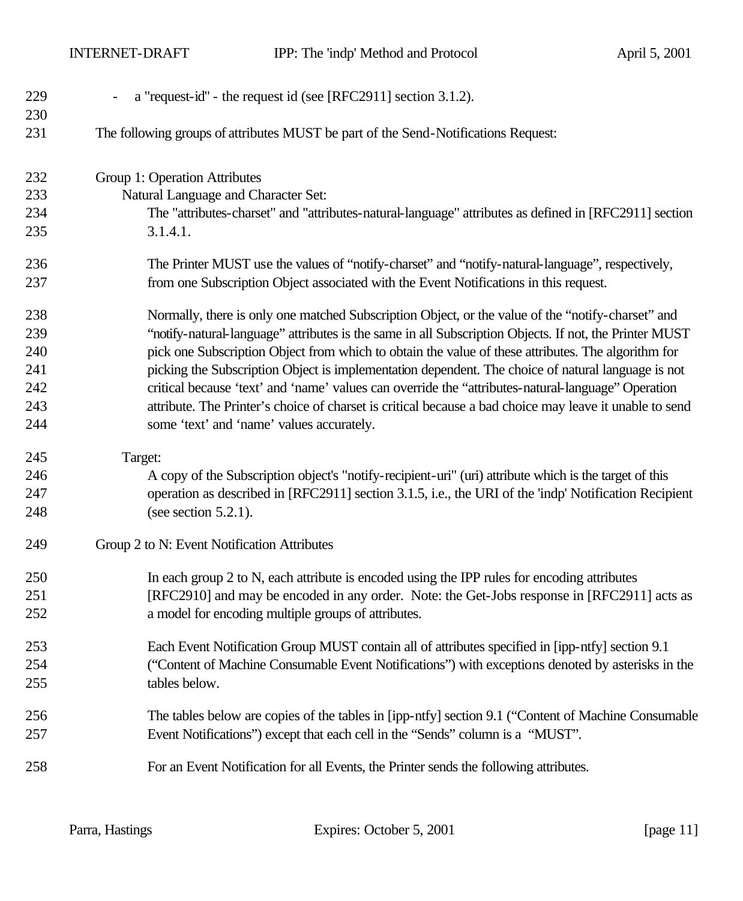- a "request-id" - the request id (see [RFC2911] section 3.1.2).

The following groups of attributes MUST be part of the Send-Notifications Request:

Group 1: Operation Attributes

Natural Language and Character Set:

The "attributes-charset" and "attributes-natural-language" attributes as defined in [RFC2911] section 3.1.4.1.

The Printer MUST use the values of "notify-charset" and "notify-natural-language", respectively, from one Subscription Object associated with the Event Notifications in this request.

Normally, there is only one matched Subscription Object, or the value of the "notify-charset" and "notify-natural-language" attributes is the same in all Subscription Objects. If not, the Printer MUST pick one Subscription Object from which to obtain the value of these attributes. The algorithm for picking the Subscription Object is implementation dependent. The choice of natural language is not critical because 'text' and 'name' values can override the "attributes-natural-language" Operation attribute. The Printer's choice of charset is critical because a bad choice may leave it unable to send some 'text' and 'name' values accurately.

Target:

A copy of the Subscription object's "notify-recipient-uri" (uri) attribute which is the target of this operation as described in [RFC2911] section 3.1.5, i.e., the URI of the 'indp' Notification Recipient (see section 5.2.1).

Group 2 to N: Event Notification Attributes

In each group 2 to N, each attribute is encoded using the IPP rules for encoding attributes [RFC2910] and may be encoded in any order. Note: the Get-Jobs response in [RFC2911] acts as a model for encoding multiple groups of attributes.

Each Event Notification Group MUST contain all of attributes specified in [ipp-ntfy] section 9.1 ("Content of Machine Consumable Event Notifications") with exceptions denoted by asterisks in the tables below.

The tables below are copies of the tables in [ipp-ntfy] section 9.1 ("Content of Machine Consumable Event Notifications") except that each cell in the "Sends" column is a "MUST".

For an Event Notification for all Events, the Printer sends the following attributes.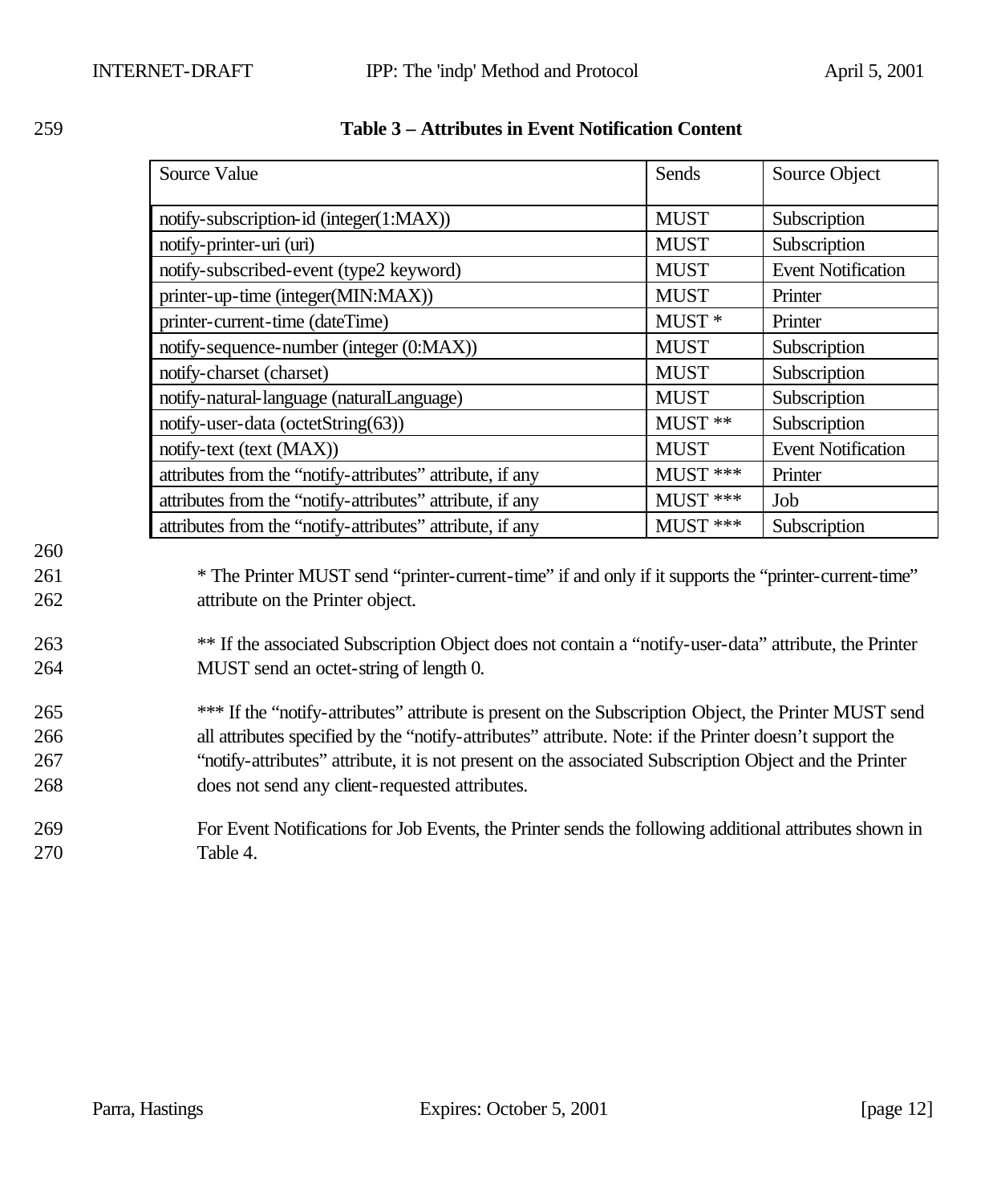**Table 3 – Attributes in Event Notification Content**

| Source Value | Sends | Source Object |
|---|---|---|
| notify-subscription-id (integer(1:MAX)) | MUST | Subscription |
| notify-printer-uri (uri) | MUST | Subscription |
| notify-subscribed-event (type2 keyword) | MUST | Event Notification |
| printer-up-time (integer(MIN:MAX)) | MUST | Printer |
| printer-current-time (dateTime) | MUST * | Printer |
| notify-sequence-number (integer (0:MAX)) | MUST | Subscription |
| notify-charset (charset) | MUST | Subscription |
| notify-natural-language (naturalLanguage) | MUST | Subscription |
| notify-user-data (octetString(63)) | MUST ** | Subscription |
| notify-text (text (MAX)) | MUST | Event Notification |
| attributes from the “notify-attributes” attribute, if any | MUST *** | Printer |
| attributes from the “notify-attributes” attribute, if any | MUST *** | Job |
| attributes from the “notify-attributes” attribute, if any | MUST *** | Subscription |

* The Printer MUST send “printer-current-time” if and only if it supports the “printer-current-time” attribute on the Printer object.

** If the associated Subscription Object does not contain a “notify-user-data” attribute, the Printer MUST send an octet-string of length 0.

*** If the “notify-attributes” attribute is present on the Subscription Object, the Printer MUST send all attributes specified by the “notify-attributes” attribute. Note: if the Printer doesn’t support the “notify-attributes” attribute, it is not present on the associated Subscription Object and the Printer does not send any client-requested attributes.

For Event Notifications for Job Events, the Printer sends the following additional attributes shown in Table 4.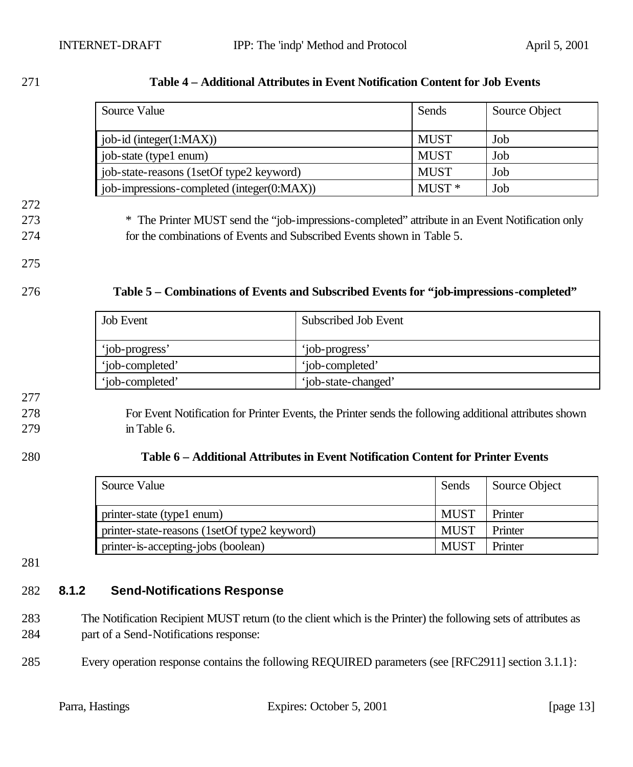**Table 4 – Additional Attributes in Event Notification Content for Job Events**

| Source Value | Sends | Source Object |
| --- | --- | --- |
| job-id (integer(1:MAX)) | MUST | Job |
| job-state (type1 enum) | MUST | Job |
| job-state-reasons (1setOf type2 keyword) | MUST | Job |
| job-impressions-completed (integer(0:MAX)) | MUST * | Job |

\* The Printer MUST send the "job-impressions-completed" attribute in an Event Notification only for the combinations of Events and Subscribed Events shown in Table 5.

**Table 5 – Combinations of Events and Subscribed Events for "job-impressions-completed"**

| Job Event | Subscribed Job Event |
| --- | --- |
| 'job-progress' | 'job-progress' |
| 'job-completed' | 'job-completed' |
| 'job-completed' | 'job-state-changed' |

For Event Notification for Printer Events, the Printer sends the following additional attributes shown in Table 6.

**Table 6 – Additional Attributes in Event Notification Content for Printer Events**

| Source Value | Sends | Source Object |
| --- | --- | --- |
| printer-state (type1 enum) | MUST | Printer |
| printer-state-reasons (1setOf type2 keyword) | MUST | Printer |
| printer-is-accepting-jobs (boolean) | MUST | Printer |

### 8.1.2 Send-Notifications Response

The Notification Recipient MUST return (to the client which is the Printer) the following sets of attributes as part of a Send-Notifications response:

Every operation response contains the following REQUIRED parameters (see [RFC2911] section 3.1.1}: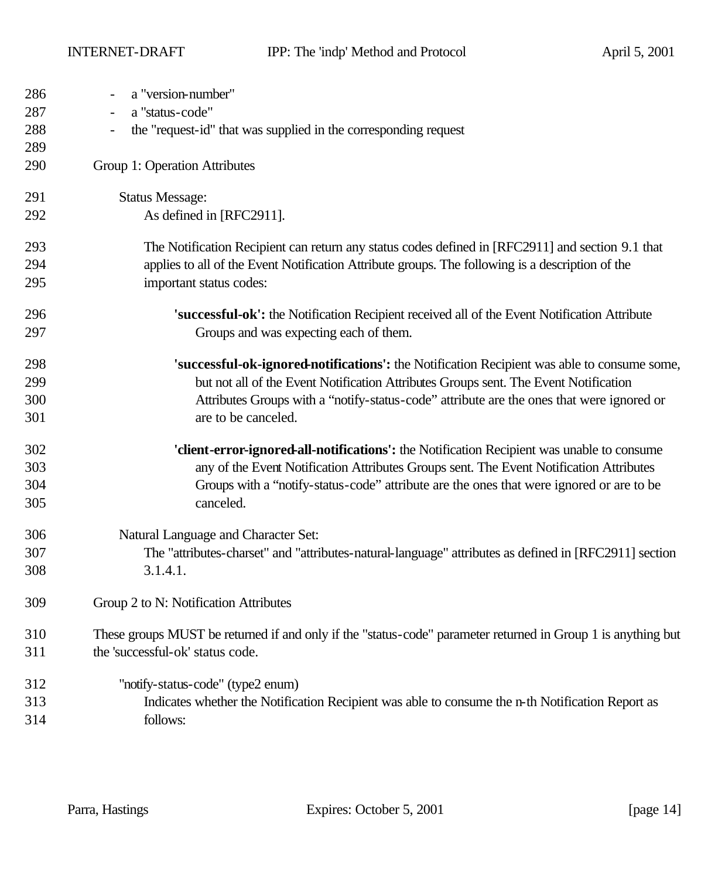- a "version-number"
- a "status-code"
- the "request-id" that was supplied in the corresponding request

Group 1: Operation Attributes

Status Message:
As defined in [RFC2911].

The Notification Recipient can return any status codes defined in [RFC2911] and section 9.1 that applies to all of the Event Notification Attribute groups. The following is a description of the important status codes:

**'successful-ok':** the Notification Recipient received all of the Event Notification Attribute Groups and was expecting each of them.

**'successful-ok-ignored-notifications':** the Notification Recipient was able to consume some, but not all of the Event Notification Attributes Groups sent. The Event Notification Attributes Groups with a "notify-status-code" attribute are the ones that were ignored or are to be canceled.

**'client-error-ignored-all-notifications':** the Notification Recipient was unable to consume any of the Event Notification Attributes Groups sent. The Event Notification Attributes Groups with a "notify-status-code" attribute are the ones that were ignored or are to be canceled.

Natural Language and Character Set:
The "attributes-charset" and "attributes-natural-language" attributes as defined in [RFC2911] section 3.1.4.1.

Group 2 to N: Notification Attributes

These groups MUST be returned if and only if the "status-code" parameter returned in Group 1 is anything but the 'successful-ok' status code.

"notify-status-code" (type2 enum)
Indicates whether the Notification Recipient was able to consume the n-th Notification Report as follows: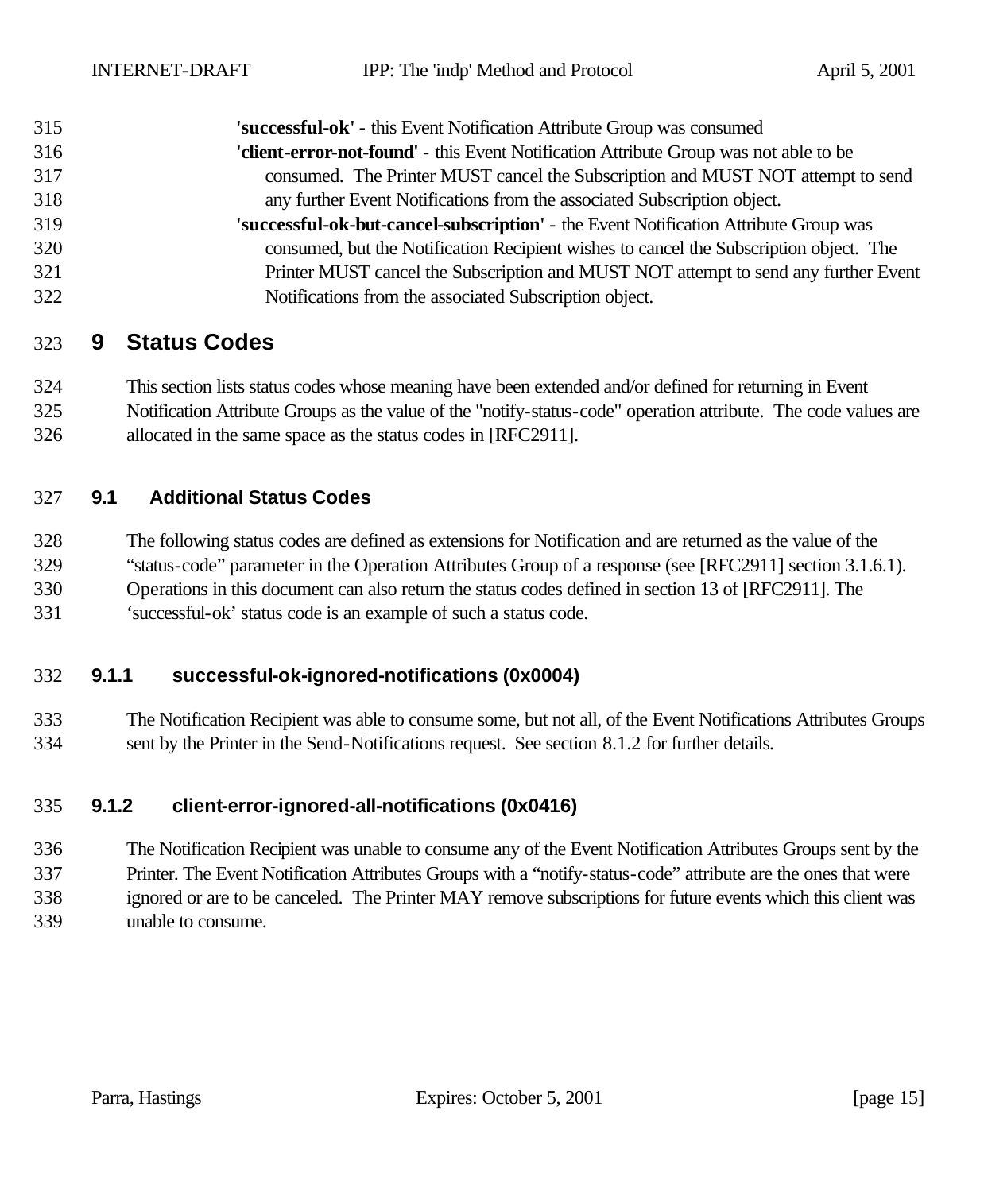'**successful-ok**' - this Event Notification Attribute Group was consumed

'**client-error-not-found**' - this Event Notification Attribute Group was not able to be consumed. The Printer MUST cancel the Subscription and MUST NOT attempt to send any further Event Notifications from the associated Subscription object.

'**successful-ok-but-cancel-subscription**' - the Event Notification Attribute Group was consumed, but the Notification Recipient wishes to cancel the Subscription object. The Printer MUST cancel the Subscription and MUST NOT attempt to send any further Event Notifications from the associated Subscription object.

# 9 Status Codes

This section lists status codes whose meaning have been extended and/or defined for returning in Event Notification Attribute Groups as the value of the "notify-status-code" operation attribute. The code values are allocated in the same space as the status codes in [RFC2911].

## 9.1 Additional Status Codes

The following status codes are defined as extensions for Notification and are returned as the value of the "status-code" parameter in the Operation Attributes Group of a response (see [RFC2911] section 3.1.6.1). Operations in this document can also return the status codes defined in section 13 of [RFC2911]. The 'successful-ok' status code is an example of such a status code.

### 9.1.1 successful-ok-ignored-notifications (0x0004)

The Notification Recipient was able to consume some, but not all, of the Event Notifications Attributes Groups sent by the Printer in the Send-Notifications request. See section 8.1.2 for further details.

### 9.1.2 client-error-ignored-all-notifications (0x0416)

The Notification Recipient was unable to consume any of the Event Notification Attributes Groups sent by the Printer. The Event Notification Attributes Groups with a "notify-status-code" attribute are the ones that were ignored or are to be canceled. The Printer MAY remove subscriptions for future events which this client was unable to consume.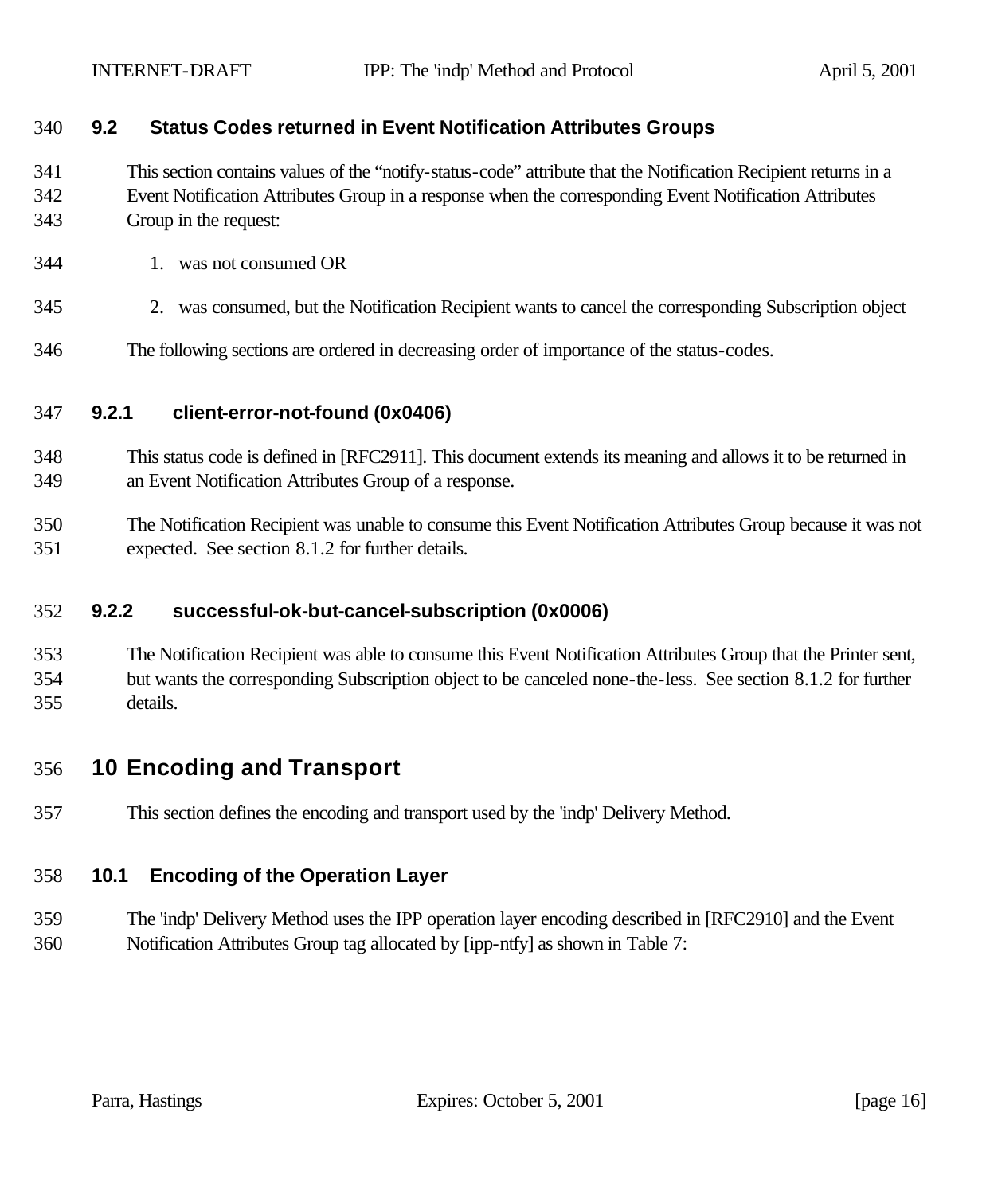### 9.2 Status Codes returned in Event Notification Attributes Groups

This section contains values of the “notify-status-code” attribute that the Notification Recipient returns in a Event Notification Attributes Group in a response when the corresponding Event Notification Attributes Group in the request:

1. was not consumed OR

2. was consumed, but the Notification Recipient wants to cancel the corresponding Subscription object

The following sections are ordered in decreasing order of importance of the status-codes.

#### 9.2.1 client-error-not-found (0x0406)

This status code is defined in [RFC2911]. This document extends its meaning and allows it to be returned in an Event Notification Attributes Group of a response.

The Notification Recipient was unable to consume this Event Notification Attributes Group because it was not expected. See section 8.1.2 for further details.

#### 9.2.2 successful-ok-but-cancel-subscription (0x0006)

The Notification Recipient was able to consume this Event Notification Attributes Group that the Printer sent, but wants the corresponding Subscription object to be canceled none-the-less. See section 8.1.2 for further details.

## 10 Encoding and Transport

This section defines the encoding and transport used by the 'indp' Delivery Method.

### 10.1 Encoding of the Operation Layer

The 'indp' Delivery Method uses the IPP operation layer encoding described in [RFC2910] and the Event Notification Attributes Group tag allocated by [ipp-ntfy] as shown in Table 7: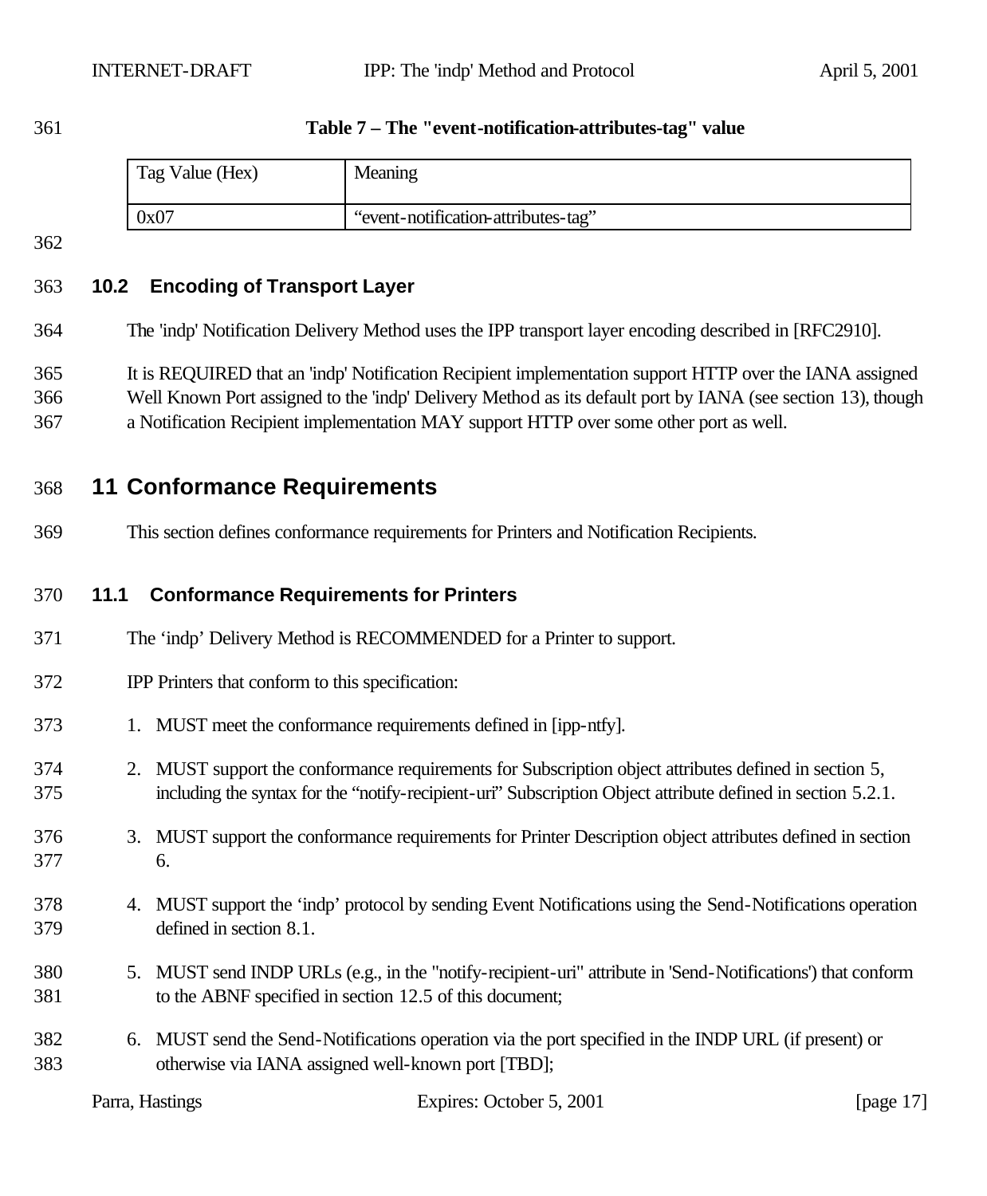**Table 7 – The "event-notification-attributes-tag" value**

| Tag Value (Hex) | Meaning |
| --- | --- |
| 0x07 | "event-notification-attributes-tag" |

## 10.2 Encoding of Transport Layer

The 'indp' Notification Delivery Method uses the IPP transport layer encoding described in [RFC2910].

It is REQUIRED that an 'indp' Notification Recipient implementation support HTTP over the IANA assigned Well Known Port assigned to the 'indp' Delivery Method as its default port by IANA (see section 13), though a Notification Recipient implementation MAY support HTTP over some other port as well.

# 11 Conformance Requirements

This section defines conformance requirements for Printers and Notification Recipients.

## 11.1 Conformance Requirements for Printers

The 'indp' Delivery Method is RECOMMENDED for a Printer to support.

IPP Printers that conform to this specification:

1. MUST meet the conformance requirements defined in [ipp-ntfy].
2. MUST support the conformance requirements for Subscription object attributes defined in section 5, including the syntax for the "notify-recipient-uri" Subscription Object attribute defined in section 5.2.1.
3. MUST support the conformance requirements for Printer Description object attributes defined in section 6.
4. MUST support the 'indp' protocol by sending Event Notifications using the Send-Notifications operation defined in section 8.1.
5. MUST send INDP URLs (e.g., in the "notify-recipient-uri" attribute in 'Send-Notifications') that conform to the ABNF specified in section 12.5 of this document;
6. MUST send the Send-Notifications operation via the port specified in the INDP URL (if present) or otherwise via IANA assigned well-known port [TBD];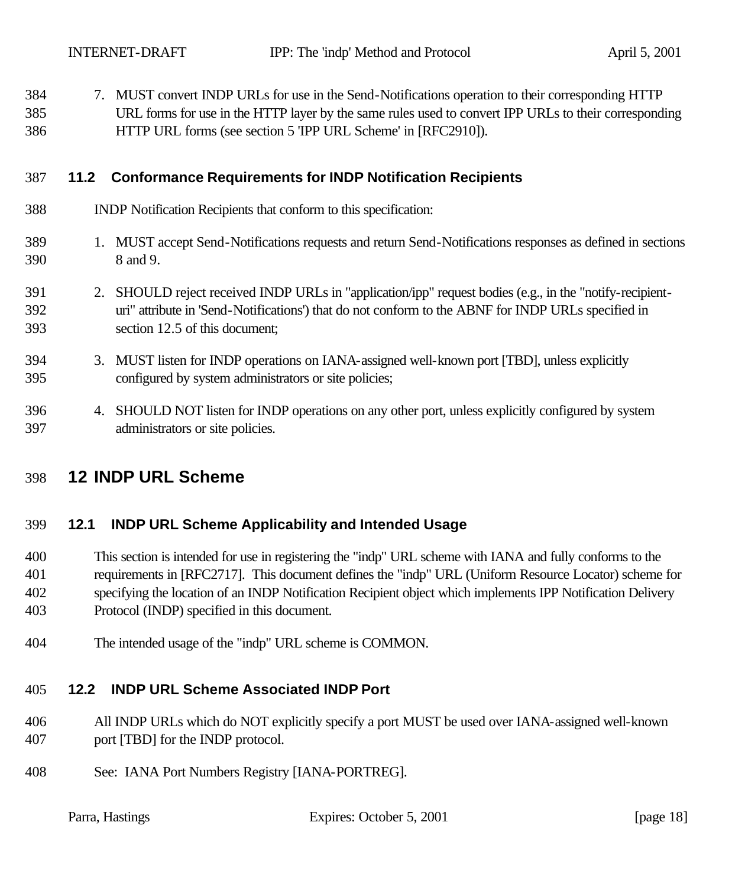7. MUST convert INDP URLs for use in the Send-Notifications operation to their corresponding HTTP URL forms for use in the HTTP layer by the same rules used to convert IPP URLs to their corresponding HTTP URL forms (see section 5 'IPP URL Scheme' in [RFC2910]).

### 11.2 Conformance Requirements for INDP Notification Recipients

INDP Notification Recipients that conform to this specification:

1. MUST accept Send-Notifications requests and return Send-Notifications responses as defined in sections 8 and 9.
2. SHOULD reject received INDP URLs in "application/ipp" request bodies (e.g., in the "notify-recipient-uri" attribute in 'Send-Notifications') that do not conform to the ABNF for INDP URLs specified in section 12.5 of this document;
3. MUST listen for INDP operations on IANA-assigned well-known port [TBD], unless explicitly configured by system administrators or site policies;
4. SHOULD NOT listen for INDP operations on any other port, unless explicitly configured by system administrators or site policies.

## 12 INDP URL Scheme

### 12.1 INDP URL Scheme Applicability and Intended Usage

This section is intended for use in registering the "indp" URL scheme with IANA and fully conforms to the requirements in [RFC2717]. This document defines the "indp" URL (Uniform Resource Locator) scheme for specifying the location of an INDP Notification Recipient object which implements IPP Notification Delivery Protocol (INDP) specified in this document.

The intended usage of the "indp" URL scheme is COMMON.

### 12.2 INDP URL Scheme Associated INDP Port

All INDP URLs which do NOT explicitly specify a port MUST be used over IANA-assigned well-known port [TBD] for the INDP protocol.

See: IANA Port Numbers Registry [IANA-PORTREG].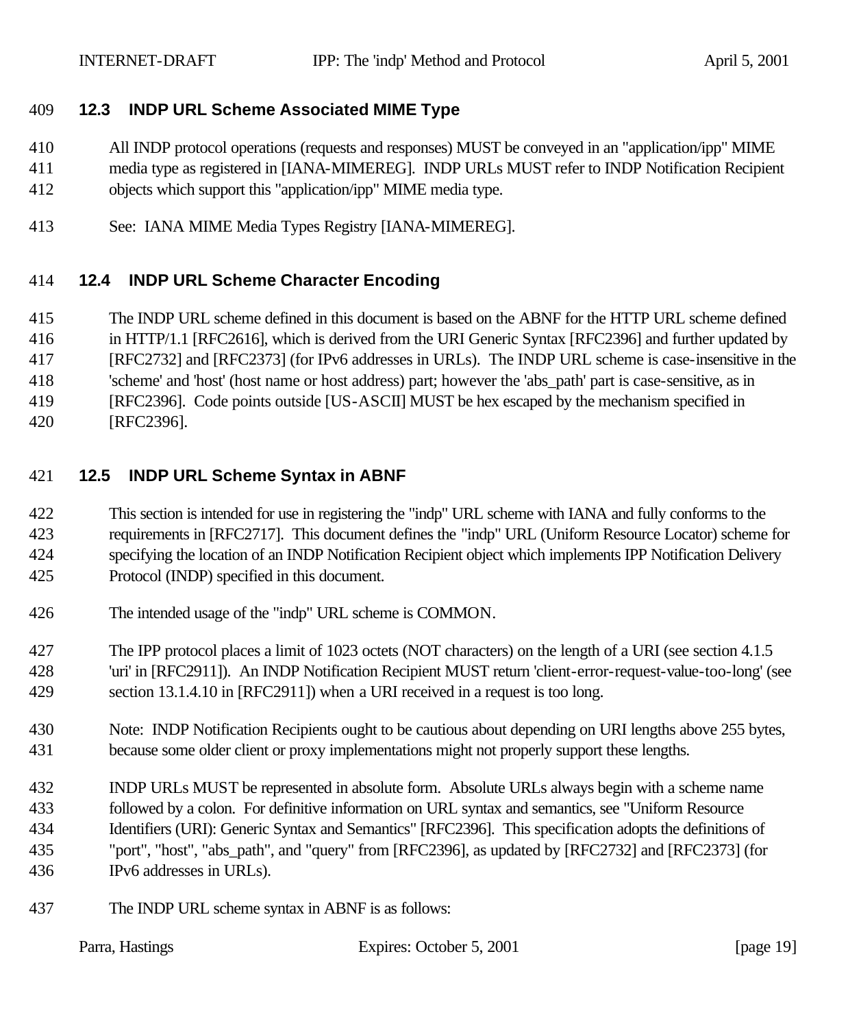### 12.3 INDP URL Scheme Associated MIME Type

All INDP protocol operations (requests and responses) MUST be conveyed in an "application/ipp" MIME media type as registered in [IANA-MIMEREG]. INDP URLs MUST refer to INDP Notification Recipient objects which support this "application/ipp" MIME media type.

See: IANA MIME Media Types Registry [IANA-MIMEREG].

### 12.4 INDP URL Scheme Character Encoding

The INDP URL scheme defined in this document is based on the ABNF for the HTTP URL scheme defined in HTTP/1.1 [RFC2616], which is derived from the URI Generic Syntax [RFC2396] and further updated by [RFC2732] and [RFC2373] (for IPv6 addresses in URLs). The INDP URL scheme is case-insensitive in the 'scheme' and 'host' (host name or host address) part; however the 'abs_path' part is case-sensitive, as in [RFC2396]. Code points outside [US-ASCII] MUST be hex escaped by the mechanism specified in [RFC2396].

### 12.5 INDP URL Scheme Syntax in ABNF

This section is intended for use in registering the "indp" URL scheme with IANA and fully conforms to the requirements in [RFC2717]. This document defines the "indp" URL (Uniform Resource Locator) scheme for specifying the location of an INDP Notification Recipient object which implements IPP Notification Delivery Protocol (INDP) specified in this document.

The intended usage of the "indp" URL scheme is COMMON.

The IPP protocol places a limit of 1023 octets (NOT characters) on the length of a URI (see section 4.1.5 'uri' in [RFC2911]). An INDP Notification Recipient MUST return 'client-error-request-value-too-long' (see section 13.1.4.10 in [RFC2911]) when a URI received in a request is too long.

Note: INDP Notification Recipients ought to be cautious about depending on URI lengths above 255 bytes, because some older client or proxy implementations might not properly support these lengths.

INDP URLs MUST be represented in absolute form. Absolute URLs always begin with a scheme name followed by a colon. For definitive information on URL syntax and semantics, see "Uniform Resource Identifiers (URI): Generic Syntax and Semantics" [RFC2396]. This specification adopts the definitions of "port", "host", "abs_path", and "query" from [RFC2396], as updated by [RFC2732] and [RFC2373] (for IPv6 addresses in URLs).

The INDP URL scheme syntax in ABNF is as follows: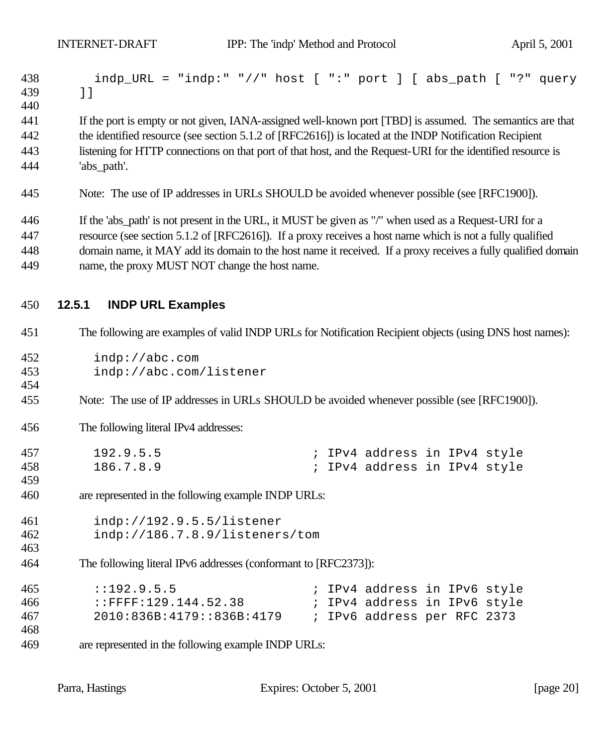```
indp_URL = "indp:" "//" host [ ":" port ] [ abs_path [ "?" query
]]
```

If the port is empty or not given, IANA-assigned well-known port [TBD] is assumed. The semantics are that the identified resource (see section 5.1.2 of [RFC2616]) is located at the INDP Notification Recipient listening for HTTP connections on that port of that host, and the Request-URI for the identified resource is 'abs_path'.

Note: The use of IP addresses in URLs SHOULD be avoided whenever possible (see [RFC1900]).

If the 'abs_path' is not present in the URL, it MUST be given as "/" when used as a Request-URI for a resource (see section 5.1.2 of [RFC2616]). If a proxy receives a host name which is not a fully qualified domain name, it MAY add its domain to the host name it received. If a proxy receives a fully qualified domain name, the proxy MUST NOT change the host name.

### 12.5.1 INDP URL Examples

The following are examples of valid INDP URLs for Notification Recipient objects (using DNS host names):

```
indp://abc.com
indp://abc.com/listener
```

Note: The use of IP addresses in URLs SHOULD be avoided whenever possible (see [RFC1900]).

The following literal IPv4 addresses:

```
192.9.5.5                   ; IPv4 address in IPv4 style
186.7.8.9                   ; IPv4 address in IPv4 style
```

are represented in the following example INDP URLs:

```
indp://192.9.5.5/listener
indp://186.7.8.9/listeners/tom
```

The following literal IPv6 addresses (conformant to [RFC2373]):

```
::192.9.5.5                 ; IPv4 address in IPv6 style
::FFFF:129.144.52.38        ; IPv4 address in IPv6 style
2010:836B:4179::836B:4179   ; IPv6 address per RFC 2373
```

are represented in the following example INDP URLs: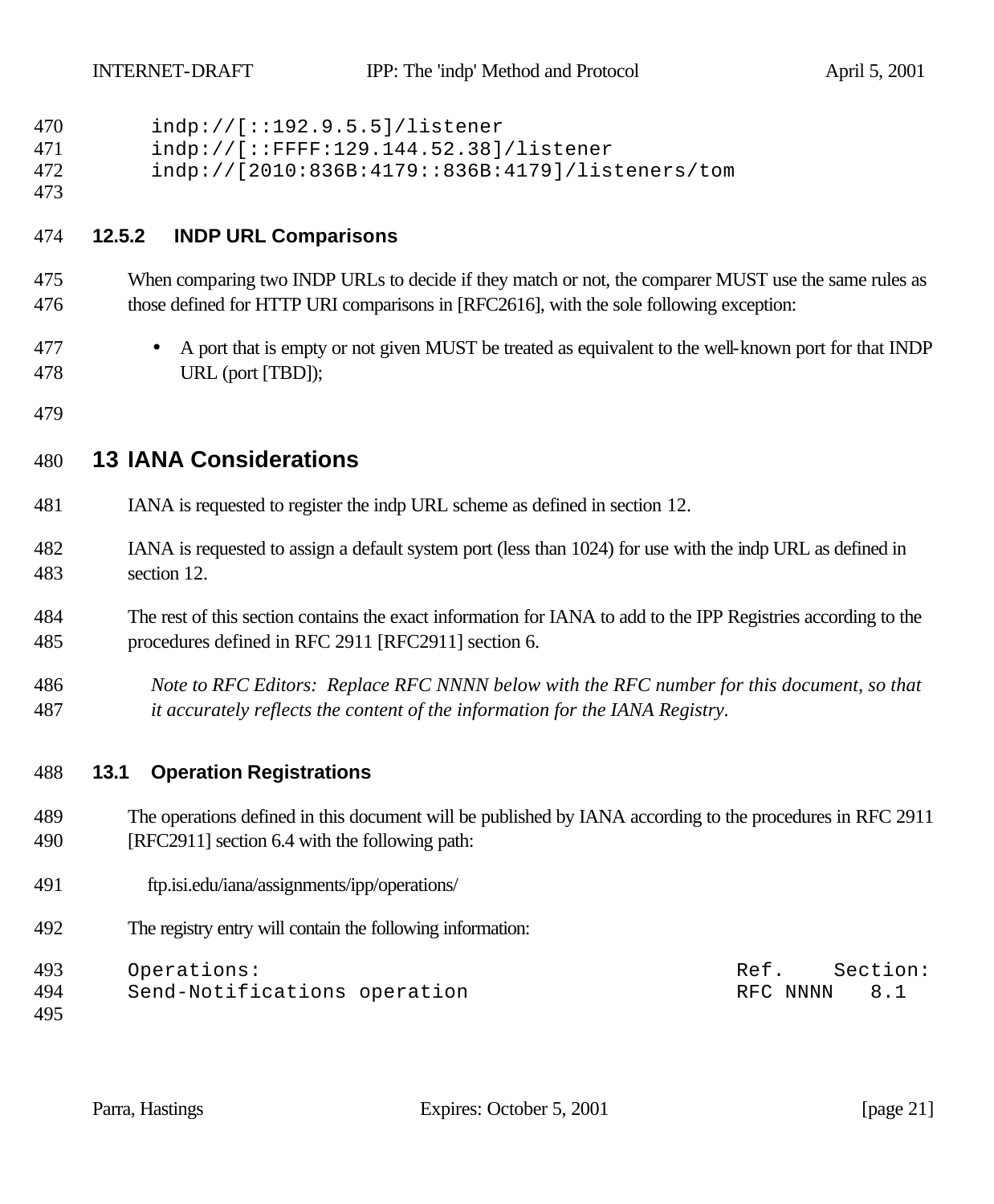```
indp://[::192.9.5.5]/listener
indp://[::FFFF:129.144.52.38]/listener
indp://[2010:836B:4179::836B:4179]/listeners/tom
```

### 12.5.2 INDP URL Comparisons

When comparing two INDP URLs to decide if they match or not, the comparer MUST use the same rules as those defined for HTTP URI comparisons in [RFC2616], with the sole following exception:

- A port that is empty or not given MUST be treated as equivalent to the well-known port for that INDP URL (port [TBD]);

# 13 IANA Considerations

IANA is requested to register the indp URL scheme as defined in section 12.

IANA is requested to assign a default system port (less than 1024) for use with the indp URL as defined in section 12.

The rest of this section contains the exact information for IANA to add to the IPP Registries according to the procedures defined in RFC 2911 [RFC2911] section 6.

*Note to RFC Editors: Replace RFC NNNN below with the RFC number for this document, so that it accurately reflects the content of the information for the IANA Registry.*

## 13.1 Operation Registrations

The operations defined in this document will be published by IANA according to the procedures in RFC 2911 [RFC2911] section 6.4 with the following path:

ftp.isi.edu/iana/assignments/ipp/operations/

The registry entry will contain the following information:

```
Operations:                                        Ref.     Section:
Send-Notifications operation                       RFC NNNN   8.1
```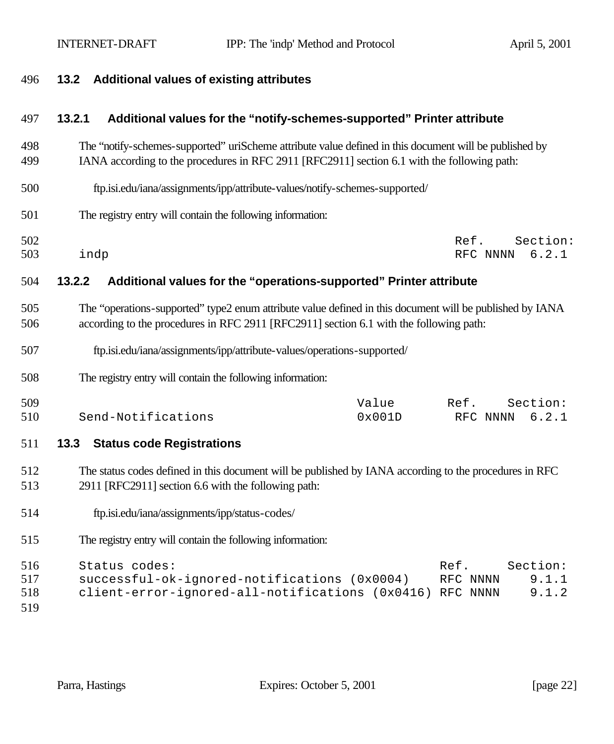## 13.2 Additional values of existing attributes

### 13.2.1 Additional values for the “notify-schemes-supported” Printer attribute

The “notify-schemes-supported” uriScheme attribute value defined in this document will be published by IANA according to the procedures in RFC 2911 [RFC2911] section 6.1 with the following path:

ftp.isi.edu/iana/assignments/ipp/attribute-values/notify-schemes-supported/

The registry entry will contain the following information:

```
                                                Ref.     Section:
indp                                            RFC NNNN  6.2.1
```

### 13.2.2 Additional values for the “operations-supported” Printer attribute

The “operations-supported” type2 enum attribute value defined in this document will be published by IANA according to the procedures in RFC 2911 [RFC2911] section 6.1 with the following path:

ftp.isi.edu/iana/assignments/ipp/attribute-values/operations-supported/

The registry entry will contain the following information:

```
                                     Value       Ref.     Section:
Send-Notifications                   0x001D       RFC NNNN  6.2.1
```

## 13.3 Status code Registrations

The status codes defined in this document will be published by IANA according to the procedures in RFC 2911 [RFC2911] section 6.6 with the following path:

ftp.isi.edu/iana/assignments/ipp/status-codes/

The registry entry will contain the following information:

```
Status codes:                                    Ref.     Section:
successful-ok-ignored-notifications (0x0004)    RFC NNNN    9.1.1
client-error-ignored-all-notifications (0x0416) RFC NNNN    9.1.2
```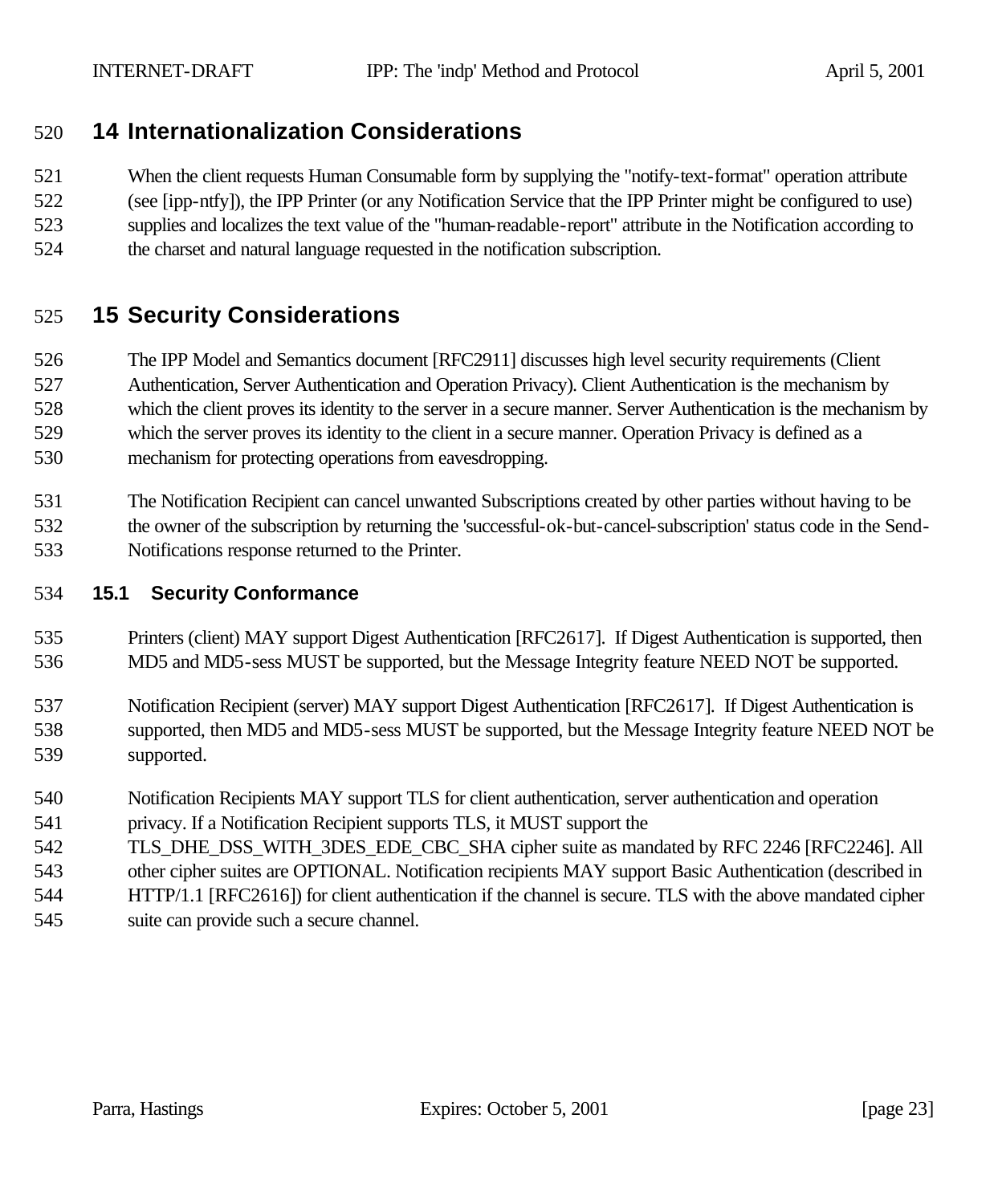# 14 Internationalization Considerations

When the client requests Human Consumable form by supplying the "notify-text-format" operation attribute (see [ipp-ntfy]), the IPP Printer (or any Notification Service that the IPP Printer might be configured to use) supplies and localizes the text value of the "human-readable-report" attribute in the Notification according to the charset and natural language requested in the notification subscription.

# 15 Security Considerations

The IPP Model and Semantics document [RFC2911] discusses high level security requirements (Client Authentication, Server Authentication and Operation Privacy). Client Authentication is the mechanism by which the client proves its identity to the server in a secure manner. Server Authentication is the mechanism by which the server proves its identity to the client in a secure manner. Operation Privacy is defined as a mechanism for protecting operations from eavesdropping.

The Notification Recipient can cancel unwanted Subscriptions created by other parties without having to be the owner of the subscription by returning the 'successful-ok-but-cancel-subscription' status code in the Send-Notifications response returned to the Printer.

## 15.1 Security Conformance

Printers (client) MAY support Digest Authentication [RFC2617]. If Digest Authentication is supported, then MD5 and MD5-sess MUST be supported, but the Message Integrity feature NEED NOT be supported.

Notification Recipient (server) MAY support Digest Authentication [RFC2617]. If Digest Authentication is supported, then MD5 and MD5-sess MUST be supported, but the Message Integrity feature NEED NOT be supported.

Notification Recipients MAY support TLS for client authentication, server authentication and operation privacy. If a Notification Recipient supports TLS, it MUST support the TLS_DHE_DSS_WITH_3DES_EDE_CBC_SHA cipher suite as mandated by RFC 2246 [RFC2246]. All other cipher suites are OPTIONAL. Notification recipients MAY support Basic Authentication (described in HTTP/1.1 [RFC2616]) for client authentication if the channel is secure. TLS with the above mandated cipher suite can provide such a secure channel.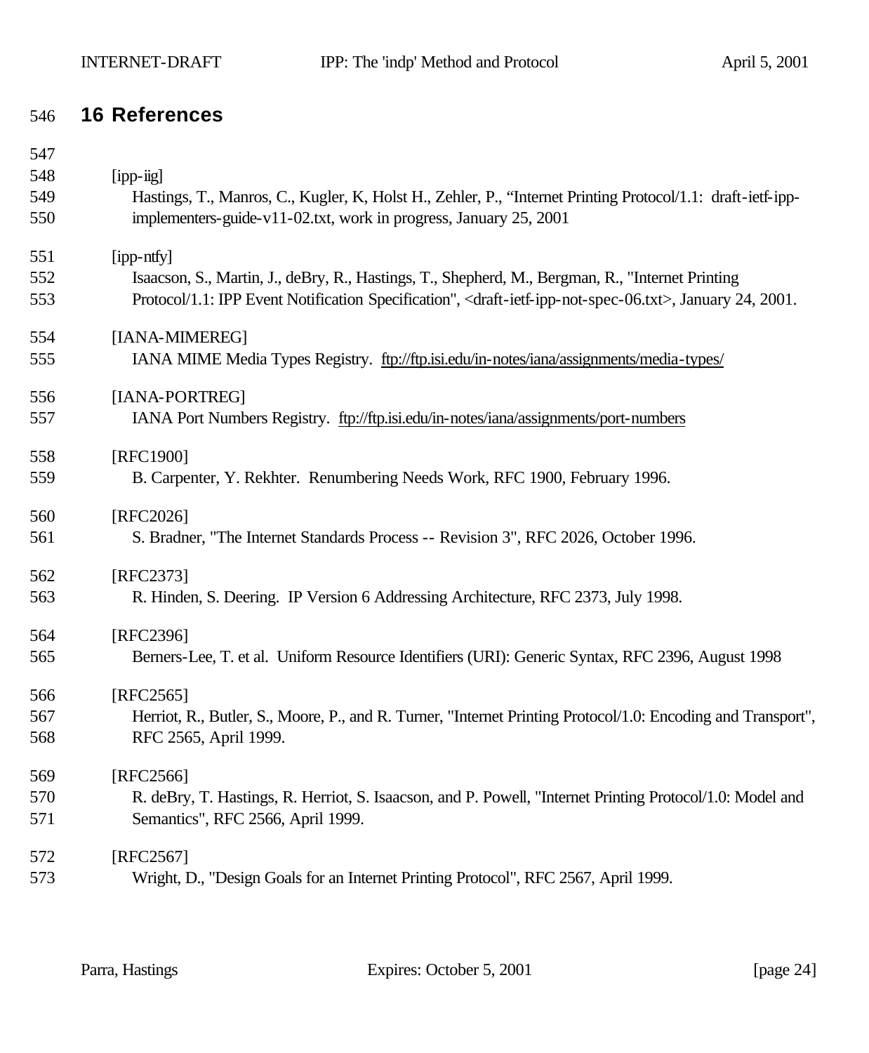# 16 References

[ipp-iig]
Hastings, T., Manros, C., Kugler, K, Holst H., Zehler, P., "Internet Printing Protocol/1.1: draft-ietf-ipp-implementers-guide-v11-02.txt, work in progress, January 25, 2001

[ipp-ntfy]
Isaacson, S., Martin, J., deBry, R., Hastings, T., Shepherd, M., Bergman, R., "Internet Printing Protocol/1.1: IPP Event Notification Specification", <draft-ietf-ipp-not-spec-06.txt>, January 24, 2001.

[IANA-MIMEREG]
IANA MIME Media Types Registry. ftp://ftp.isi.edu/in-notes/iana/assignments/media-types/

[IANA-PORTREG]
IANA Port Numbers Registry. ftp://ftp.isi.edu/in-notes/iana/assignments/port-numbers

[RFC1900]
B. Carpenter, Y. Rekhter. Renumbering Needs Work, RFC 1900, February 1996.

[RFC2026]
S. Bradner, "The Internet Standards Process -- Revision 3", RFC 2026, October 1996.

[RFC2373]
R. Hinden, S. Deering. IP Version 6 Addressing Architecture, RFC 2373, July 1998.

[RFC2396]
Berners-Lee, T. et al. Uniform Resource Identifiers (URI): Generic Syntax, RFC 2396, August 1998

[RFC2565]
Herriot, R., Butler, S., Moore, P., and R. Turner, "Internet Printing Protocol/1.0: Encoding and Transport", RFC 2565, April 1999.

[RFC2566]
R. deBry, T. Hastings, R. Herriot, S. Isaacson, and P. Powell, "Internet Printing Protocol/1.0: Model and Semantics", RFC 2566, April 1999.

[RFC2567]
Wright, D., "Design Goals for an Internet Printing Protocol", RFC 2567, April 1999.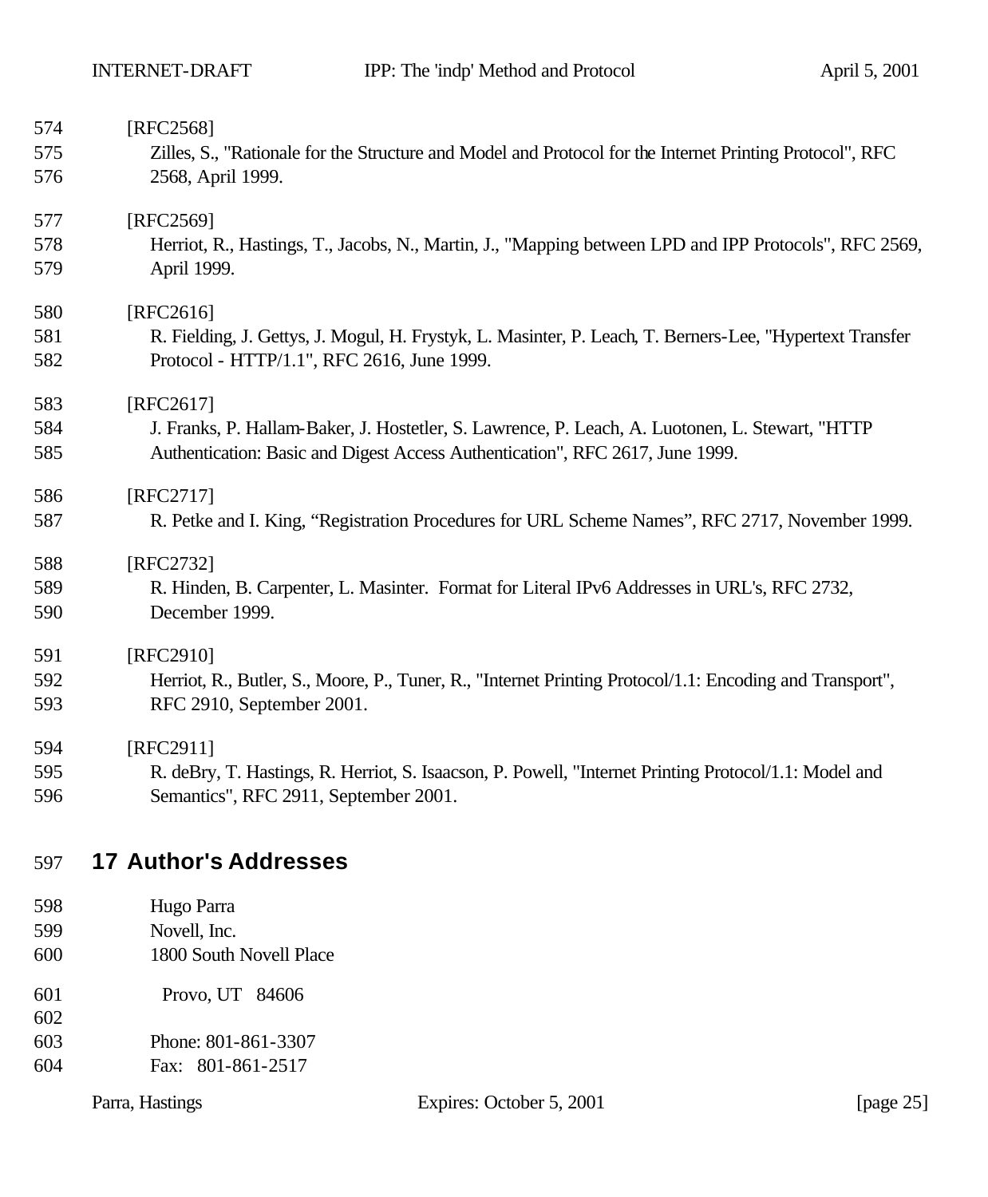[RFC2568]
Zilles, S., "Rationale for the Structure and Model and Protocol for the Internet Printing Protocol", RFC 2568, April 1999.

[RFC2569]
Herriot, R., Hastings, T., Jacobs, N., Martin, J., "Mapping between LPD and IPP Protocols", RFC 2569, April 1999.

[RFC2616]
R. Fielding, J. Gettys, J. Mogul, H. Frystyk, L. Masinter, P. Leach, T. Berners-Lee, "Hypertext Transfer Protocol - HTTP/1.1", RFC 2616, June 1999.

[RFC2617]
J. Franks, P. Hallam-Baker, J. Hostetler, S. Lawrence, P. Leach, A. Luotonen, L. Stewart, "HTTP Authentication: Basic and Digest Access Authentication", RFC 2617, June 1999.

[RFC2717]
R. Petke and I. King, "Registration Procedures for URL Scheme Names", RFC 2717, November 1999.

[RFC2732]
R. Hinden, B. Carpenter, L. Masinter. Format for Literal IPv6 Addresses in URL's, RFC 2732, December 1999.

[RFC2910]
Herriot, R., Butler, S., Moore, P., Tuner, R., "Internet Printing Protocol/1.1: Encoding and Transport", RFC 2910, September 2001.

[RFC2911]
R. deBry, T. Hastings, R. Herriot, S. Isaacson, P. Powell, "Internet Printing Protocol/1.1: Model and Semantics", RFC 2911, September 2001.

## 17 Author's Addresses

Hugo Parra
Novell, Inc.
1800 South Novell Place
Provo, UT 84606

Phone: 801-861-3307
Fax: 801-861-2517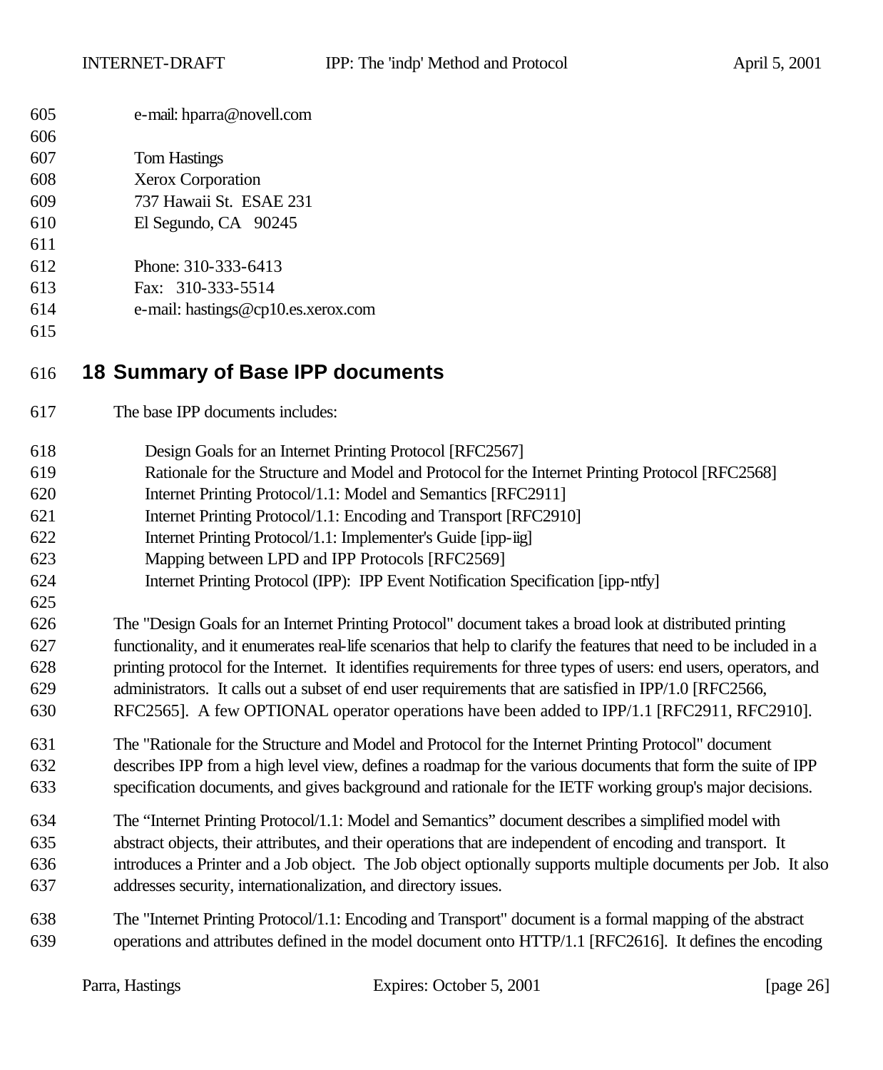e-mail: hparra@novell.com

Tom Hastings
Xerox Corporation
737 Hawaii St. ESAE 231
El Segundo, CA 90245

Phone: 310-333-6413
Fax: 310-333-5514
e-mail: hastings@cp10.es.xerox.com

# 18 Summary of Base IPP documents

The base IPP documents includes:

Design Goals for an Internet Printing Protocol [RFC2567]
Rationale for the Structure and Model and Protocol for the Internet Printing Protocol [RFC2568]
Internet Printing Protocol/1.1: Model and Semantics [RFC2911]
Internet Printing Protocol/1.1: Encoding and Transport [RFC2910]
Internet Printing Protocol/1.1: Implementer's Guide [ipp-iig]
Mapping between LPD and IPP Protocols [RFC2569]
Internet Printing Protocol (IPP): IPP Event Notification Specification [ipp-ntfy]

The "Design Goals for an Internet Printing Protocol" document takes a broad look at distributed printing functionality, and it enumerates real-life scenarios that help to clarify the features that need to be included in a printing protocol for the Internet. It identifies requirements for three types of users: end users, operators, and administrators. It calls out a subset of end user requirements that are satisfied in IPP/1.0 [RFC2566, RFC2565]. A few OPTIONAL operator operations have been added to IPP/1.1 [RFC2911, RFC2910].

The "Rationale for the Structure and Model and Protocol for the Internet Printing Protocol" document describes IPP from a high level view, defines a roadmap for the various documents that form the suite of IPP specification documents, and gives background and rationale for the IETF working group's major decisions.

The “Internet Printing Protocol/1.1: Model and Semantics” document describes a simplified model with abstract objects, their attributes, and their operations that are independent of encoding and transport. It introduces a Printer and a Job object. The Job object optionally supports multiple documents per Job. It also addresses security, internationalization, and directory issues.

The "Internet Printing Protocol/1.1: Encoding and Transport" document is a formal mapping of the abstract operations and attributes defined in the model document onto HTTP/1.1 [RFC2616]. It defines the encoding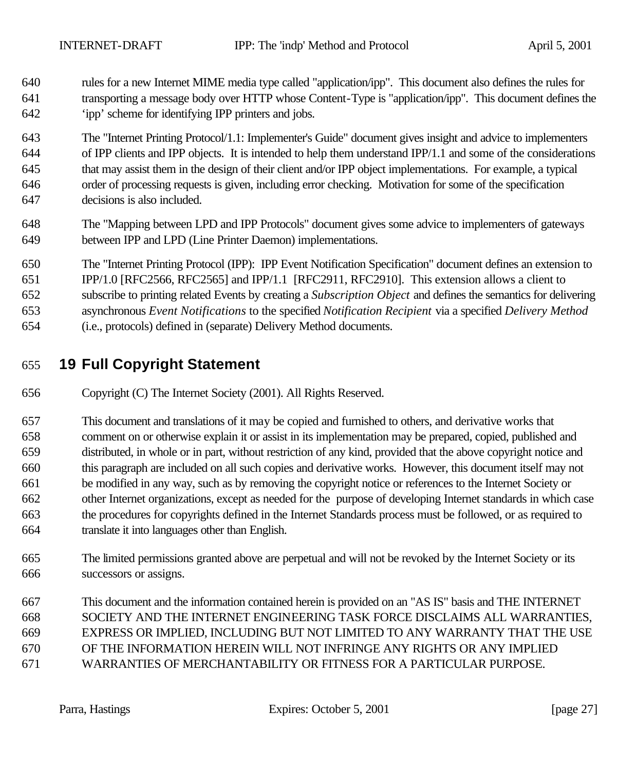rules for a new Internet MIME media type called "application/ipp". This document also defines the rules for transporting a message body over HTTP whose Content-Type is "application/ipp". This document defines the 'ipp' scheme for identifying IPP printers and jobs.

The "Internet Printing Protocol/1.1: Implementer's Guide" document gives insight and advice to implementers of IPP clients and IPP objects. It is intended to help them understand IPP/1.1 and some of the considerations that may assist them in the design of their client and/or IPP object implementations. For example, a typical order of processing requests is given, including error checking. Motivation for some of the specification decisions is also included.

The "Mapping between LPD and IPP Protocols" document gives some advice to implementers of gateways between IPP and LPD (Line Printer Daemon) implementations.

The "Internet Printing Protocol (IPP): IPP Event Notification Specification" document defines an extension to IPP/1.0 [RFC2566, RFC2565] and IPP/1.1 [RFC2911, RFC2910]. This extension allows a client to subscribe to printing related Events by creating a *Subscription Object* and defines the semantics for delivering asynchronous *Event Notifications* to the specified *Notification Recipient* via a specified *Delivery Method* (i.e., protocols) defined in (separate) Delivery Method documents.

# 19 Full Copyright Statement

Copyright (C) The Internet Society (2001). All Rights Reserved.

This document and translations of it may be copied and furnished to others, and derivative works that comment on or otherwise explain it or assist in its implementation may be prepared, copied, published and distributed, in whole or in part, without restriction of any kind, provided that the above copyright notice and this paragraph are included on all such copies and derivative works. However, this document itself may not be modified in any way, such as by removing the copyright notice or references to the Internet Society or other Internet organizations, except as needed for the purpose of developing Internet standards in which case the procedures for copyrights defined in the Internet Standards process must be followed, or as required to translate it into languages other than English.

The limited permissions granted above are perpetual and will not be revoked by the Internet Society or its successors or assigns.

This document and the information contained herein is provided on an "AS IS" basis and THE INTERNET SOCIETY AND THE INTERNET ENGINEERING TASK FORCE DISCLAIMS ALL WARRANTIES, EXPRESS OR IMPLIED, INCLUDING BUT NOT LIMITED TO ANY WARRANTY THAT THE USE OF THE INFORMATION HEREIN WILL NOT INFRINGE ANY RIGHTS OR ANY IMPLIED WARRANTIES OF MERCHANTABILITY OR FITNESS FOR A PARTICULAR PURPOSE.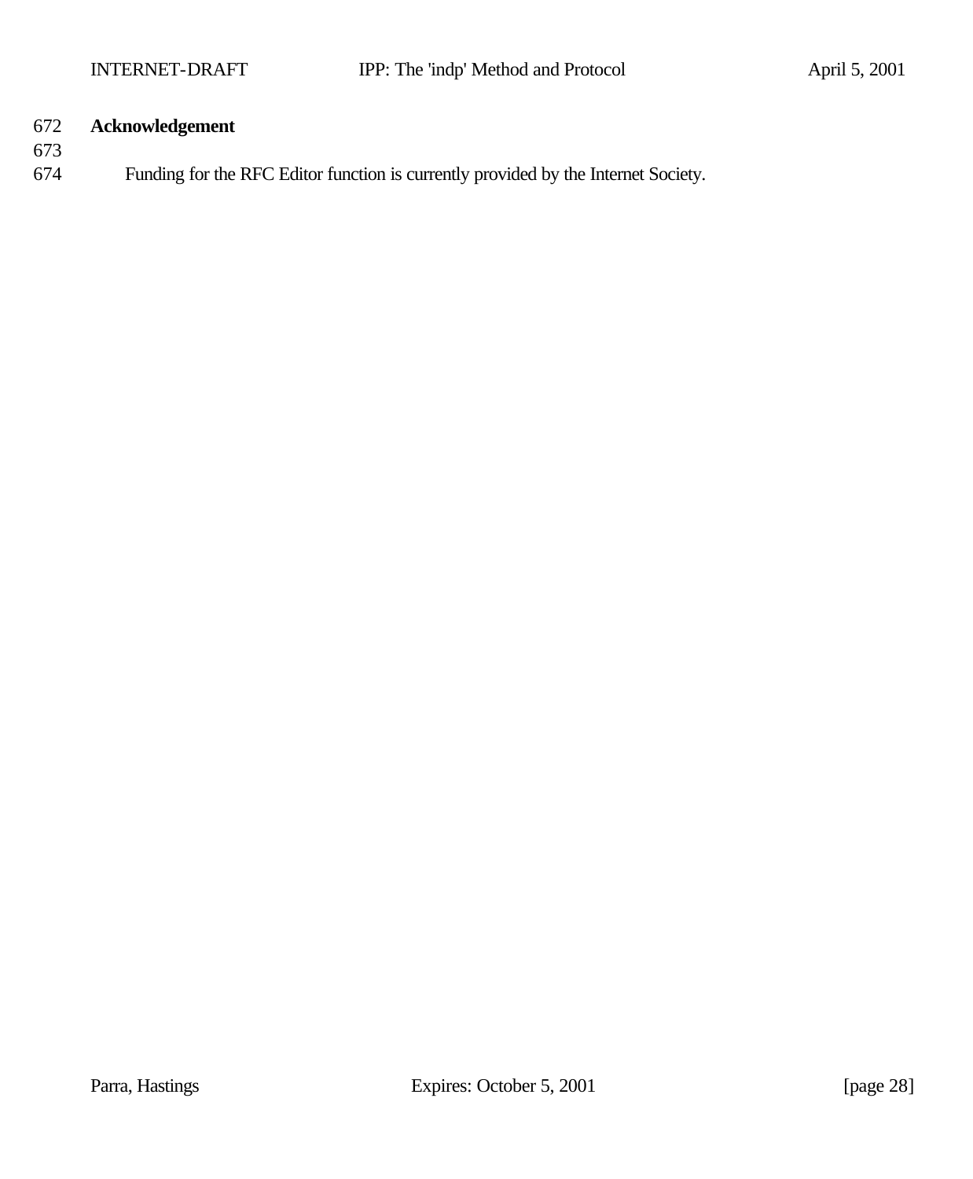## Acknowledgement

Funding for the RFC Editor function is currently provided by the Internet Society.